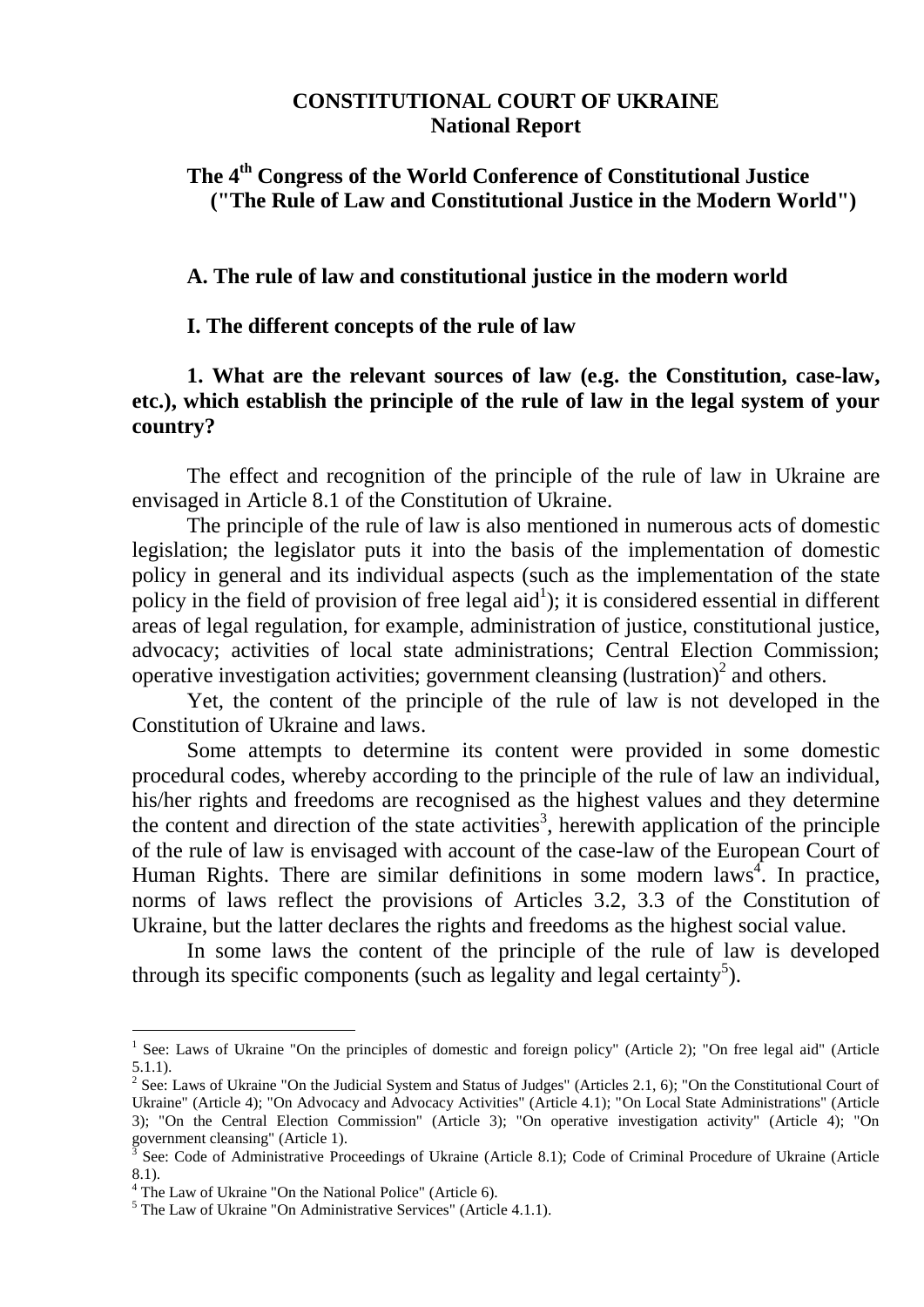**CONSTITUTIONAL COURT OF UKRAINE**
**National Report**

# The 4th Congress of the World Conference of Constitutional Justice ("The Rule of Law and Constitutional Justice in the Modern World")

## A. The rule of law and constitutional justice in the modern world

### I. The different concepts of the rule of law

#### 1. What are the relevant sources of law (e.g. the Constitution, case-law, etc.), which establish the principle of the rule of law in the legal system of your country?

The effect and recognition of the principle of the rule of law in Ukraine are envisaged in Article 8.1 of the Constitution of Ukraine.

The principle of the rule of law is also mentioned in numerous acts of domestic legislation; the legislator puts it into the basis of the implementation of domestic policy in general and its individual aspects (such as the implementation of the state policy in the field of provision of free legal aid[1]); it is considered essential in different areas of legal regulation, for example, administration of justice, constitutional justice, advocacy; activities of local state administrations; Central Election Commission; operative investigation activities; government cleansing (lustration)[2] and others.

Yet, the content of the principle of the rule of law is not developed in the Constitution of Ukraine and laws.

Some attempts to determine its content were provided in some domestic procedural codes, whereby according to the principle of the rule of law an individual, his/her rights and freedoms are recognised as the highest values and they determine the content and direction of the state activities[3], herewith application of the principle of the rule of law is envisaged with account of the case-law of the European Court of Human Rights. There are similar definitions in some modern laws[4]. In practice, norms of laws reflect the provisions of Articles 3.2, 3.3 of the Constitution of Ukraine, but the latter declares the rights and freedoms as the highest social value.

In some laws the content of the principle of the rule of law is developed through its specific components (such as legality and legal certainty[5]).

---

[1] See: Laws of Ukraine "On the principles of domestic and foreign policy" (Article 2); "On free legal aid" (Article 5.1.1).

[2] See: Laws of Ukraine "On the Judicial System and Status of Judges" (Articles 2.1, 6); "On the Constitutional Court of Ukraine" (Article 4); "On Advocacy and Advocacy Activities" (Article 4.1); "On Local State Administrations" (Article 3); "On the Central Election Commission" (Article 3); "On operative investigation activity" (Article 4); "On government cleansing" (Article 1).

[3] See: Code of Administrative Proceedings of Ukraine (Article 8.1); Code of Criminal Procedure of Ukraine (Article 8.1).

[4] The Law of Ukraine "On the National Police" (Article 6).

[5] The Law of Ukraine "On Administrative Services" (Article 4.1.1).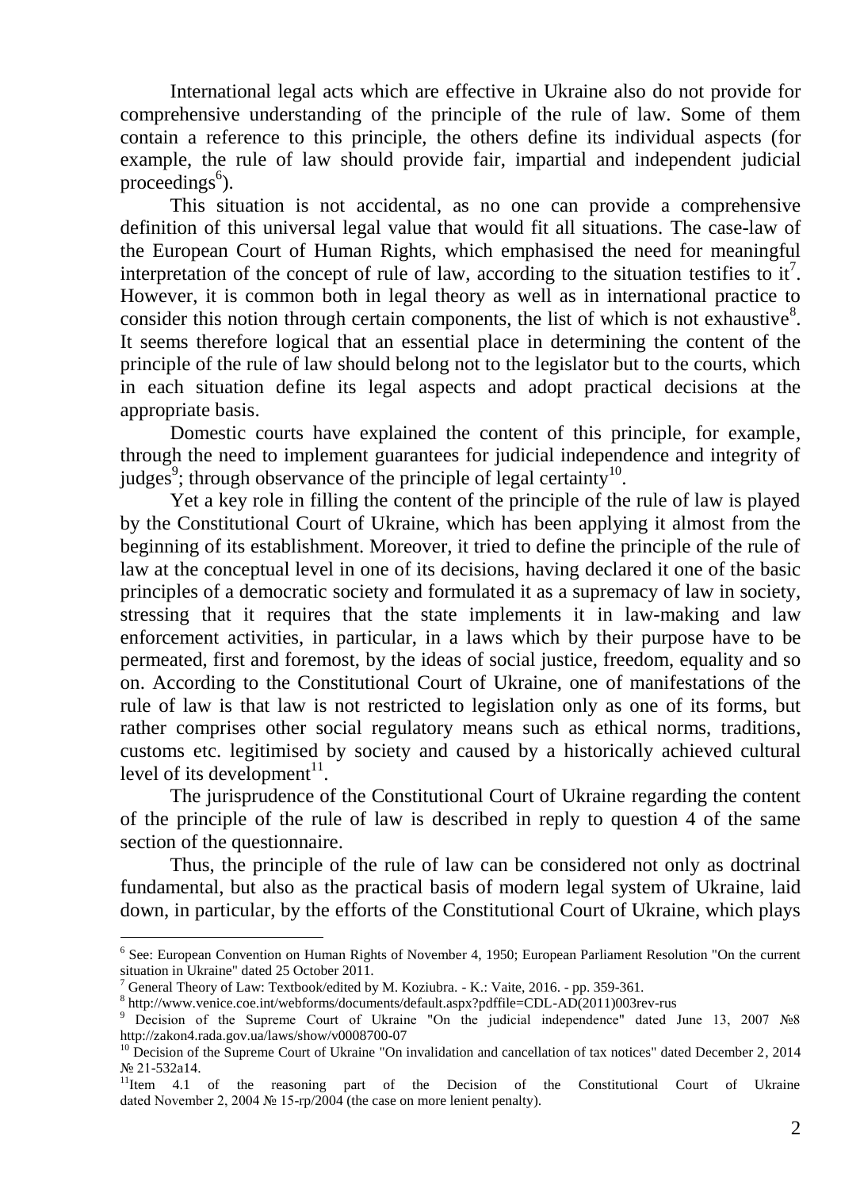International legal acts which are effective in Ukraine also do not provide for comprehensive understanding of the principle of the rule of law. Some of them contain a reference to this principle, the others define its individual aspects (for example, the rule of law should provide fair, impartial and independent judicial proceedings[6]).

This situation is not accidental, as no one can provide a comprehensive definition of this universal legal value that would fit all situations. The case-law of the European Court of Human Rights, which emphasised the need for meaningful interpretation of the concept of rule of law, according to the situation testifies to it[7]. However, it is common both in legal theory as well as in international practice to consider this notion through certain components, the list of which is not exhaustive[8]. It seems therefore logical that an essential place in determining the content of the principle of the rule of law should belong not to the legislator but to the courts, which in each situation define its legal aspects and adopt practical decisions at the appropriate basis.

Domestic courts have explained the content of this principle, for example, through the need to implement guarantees for judicial independence and integrity of judges[9]; through observance of the principle of legal certainty[10].

Yet a key role in filling the content of the principle of the rule of law is played by the Constitutional Court of Ukraine, which has been applying it almost from the beginning of its establishment. Moreover, it tried to define the principle of the rule of law at the conceptual level in one of its decisions, having declared it one of the basic principles of a democratic society and formulated it as a supremacy of law in society, stressing that it requires that the state implements it in law-making and law enforcement activities, in particular, in a laws which by their purpose have to be permeated, first and foremost, by the ideas of social justice, freedom, equality and so on. According to the Constitutional Court of Ukraine, one of manifestations of the rule of law is that law is not restricted to legislation only as one of its forms, but rather comprises other social regulatory means such as ethical norms, traditions, customs etc. legitimised by society and caused by a historically achieved cultural level of its development[11].

The jurisprudence of the Constitutional Court of Ukraine regarding the content of the principle of the rule of law is described in reply to question 4 of the same section of the questionnaire.

Thus, the principle of the rule of law can be considered not only as doctrinal fundamental, but also as the practical basis of modern legal system of Ukraine, laid down, in particular, by the efforts of the Constitutional Court of Ukraine, which plays

---

[6] See: European Convention on Human Rights of November 4, 1950; European Parliament Resolution "On the current situation in Ukraine" dated 25 October 2011.

[7] General Theory of Law: Textbook/edited by M. Koziubra. - K.: Vaite, 2016. - pp. 359-361.

[8] http://www.venice.coe.int/webforms/documents/default.aspx?pdffile=CDL-AD(2011)003rev-rus

[9] Decision of the Supreme Court of Ukraine "On the judicial independence" dated June 13, 2007 №8 http://zakon4.rada.gov.ua/laws/show/v0008700-07

[10] Decision of the Supreme Court of Ukraine "On invalidation and cancellation of tax notices" dated December 2, 2014 № 21-532a14.

[11] Item 4.1 of the reasoning part of the Decision of the Constitutional Court of Ukraine dated November 2, 2004 № 15-rp/2004 (the case on more lenient penalty).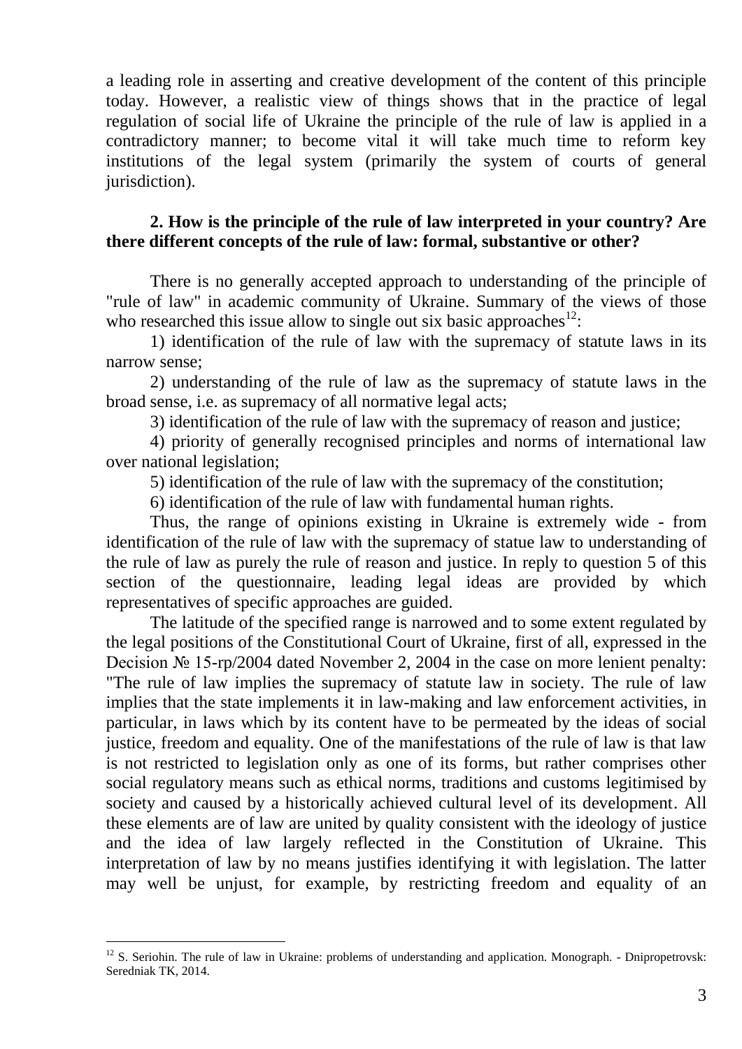a leading role in asserting and creative development of the content of this principle today. However, a realistic view of things shows that in the practice of legal regulation of social life of Ukraine the principle of the rule of law is applied in a contradictory manner; to become vital it will take much time to reform key institutions of the legal system (primarily the system of courts of general jurisdiction).

**2. How is the principle of the rule of law interpreted in your country? Are there different concepts of the rule of law: formal, substantive or other?**

There is no generally accepted approach to understanding of the principle of "rule of law" in academic community of Ukraine. Summary of the views of those who researched this issue allow to single out six basic approaches[12]:

1) identification of the rule of law with the supremacy of statute laws in its narrow sense;

2) understanding of the rule of law as the supremacy of statute laws in the broad sense, i.e. as supremacy of all normative legal acts;

3) identification of the rule of law with the supremacy of reason and justice;

4) priority of generally recognised principles and norms of international law over national legislation;

5) identification of the rule of law with the supremacy of the constitution;

6) identification of the rule of law with fundamental human rights.

Thus, the range of opinions existing in Ukraine is extremely wide - from identification of the rule of law with the supremacy of statue law to understanding of the rule of law as purely the rule of reason and justice. In reply to question 5 of this section of the questionnaire, leading legal ideas are provided by which representatives of specific approaches are guided.

The latitude of the specified range is narrowed and to some extent regulated by the legal positions of the Constitutional Court of Ukraine, first of all, expressed in the Decision № 15-rp/2004 dated November 2, 2004 in the case on more lenient penalty: "The rule of law implies the supremacy of statute law in society. The rule of law implies that the state implements it in law-making and law enforcement activities, in particular, in laws which by its content have to be permeated by the ideas of social justice, freedom and equality. One of the manifestations of the rule of law is that law is not restricted to legislation only as one of its forms, but rather comprises other social regulatory means such as ethical norms, traditions and customs legitimised by society and caused by a historically achieved cultural level of its development. All these elements are of law are united by quality consistent with the ideology of justice and the idea of law largely reflected in the Constitution of Ukraine. This interpretation of law by no means justifies identifying it with legislation. The latter may well be unjust, for example, by restricting freedom and equality of an

[12] S. Seriohin. The rule of law in Ukraine: problems of understanding and application. Monograph. - Dnipropetrovsk: Serednіak TK, 2014.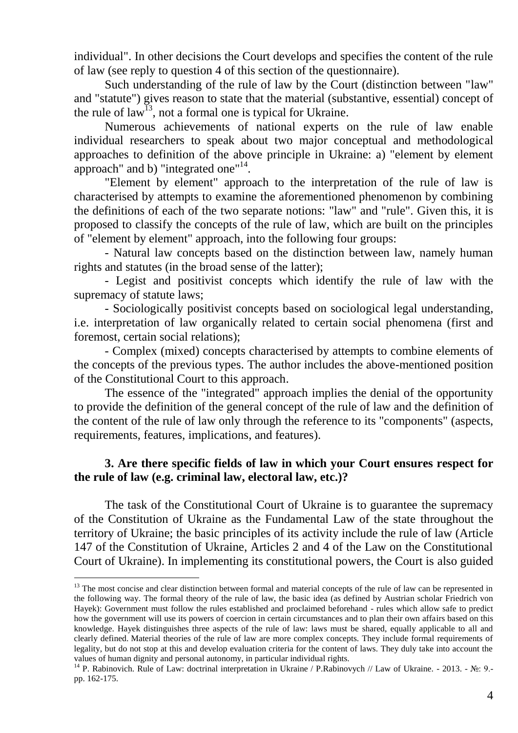individual". In other decisions the Court develops and specifies the content of the rule of law (see reply to question 4 of this section of the questionnaire).

Such understanding of the rule of law by the Court (distinction between "law" and "statute") gives reason to state that the material (substantive, essential) concept of the rule of law[13], not a formal one is typical for Ukraine.

Numerous achievements of national experts on the rule of law enable individual researchers to speak about two major conceptual and methodological approaches to definition of the above principle in Ukraine: a) "element by element approach" and b) "integrated one"[14].

"Element by element" approach to the interpretation of the rule of law is characterised by attempts to examine the aforementioned phenomenon by combining the definitions of each of the two separate notions: "law" and "rule". Given this, it is proposed to classify the concepts of the rule of law, which are built on the principles of "element by element" approach, into the following four groups:

- Natural law concepts based on the distinction between law, namely human rights and statutes (in the broad sense of the latter);

- Legist and positivist concepts which identify the rule of law with the supremacy of statute laws;

- Sociologically positivist concepts based on sociological legal understanding, i.e. interpretation of law organically related to certain social phenomena (first and foremost, certain social relations);

- Complex (mixed) concepts characterised by attempts to combine elements of the concepts of the previous types. The author includes the above-mentioned position of the Constitutional Court to this approach.

The essence of the "integrated" approach implies the denial of the opportunity to provide the definition of the general concept of the rule of law and the definition of the content of the rule of law only through the reference to its "components" (aspects, requirements, features, implications, and features).

### 3. Are there specific fields of law in which your Court ensures respect for the rule of law (e.g. criminal law, electoral law, etc.)?

The task of the Constitutional Court of Ukraine is to guarantee the supremacy of the Constitution of Ukraine as the Fundamental Law of the state throughout the territory of Ukraine; the basic principles of its activity include the rule of law (Article 147 of the Constitution of Ukraine, Articles 2 and 4 of the Law on the Constitutional Court of Ukraine). In implementing its constitutional powers, the Court is also guided

---

[13] The most concise and clear distinction between formal and material concepts of the rule of law can be represented in the following way. The formal theory of the rule of law, the basic idea (as defined by Austrian scholar Friedrich von Hayek): Government must follow the rules established and proclaimed beforehand - rules which allow safe to predict how the government will use its powers of coercion in certain circumstances and to plan their own affairs based on this knowledge. Hayek distinguishes three aspects of the rule of law: laws must be shared, equally applicable to all and clearly defined. Material theories of the rule of law are more complex concepts. They include formal requirements of legality, but do not stop at this and develop evaluation criteria for the content of laws. They duly take into account the values of human dignity and personal autonomy, in particular individual rights.

[14] P. Rabinovich. Rule of Law: doctrinal interpretation in Ukraine / P.Rabinovych // Law of Ukraine. - 2013. - №: 9.- pp. 162-175.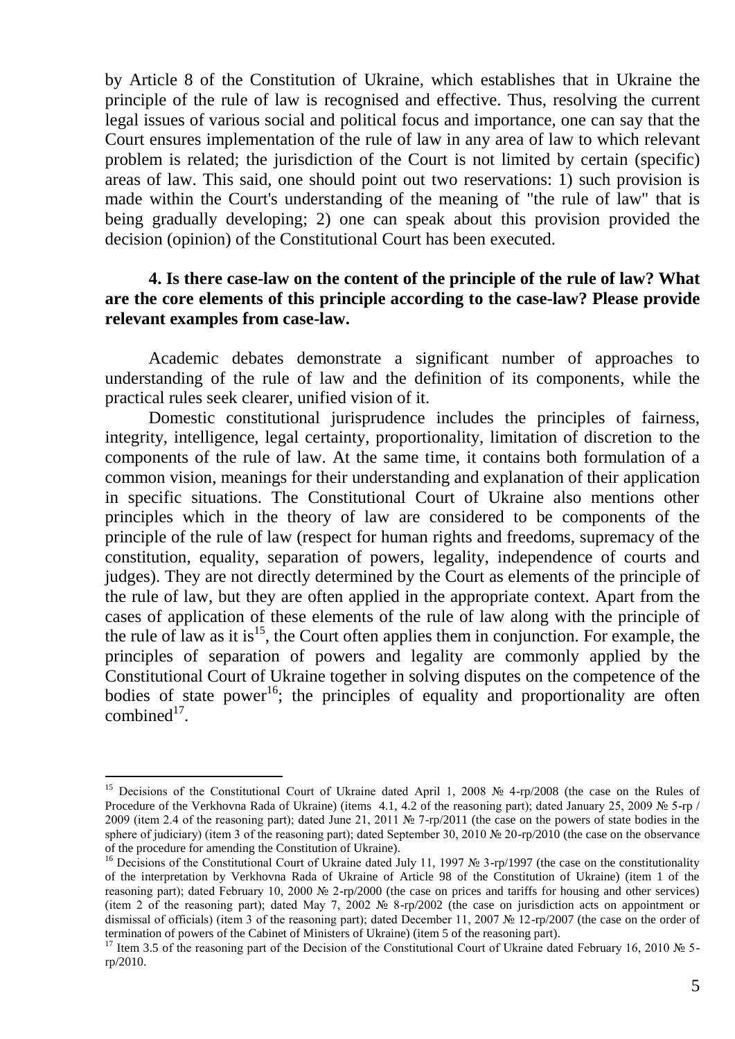by Article 8 of the Constitution of Ukraine, which establishes that in Ukraine the principle of the rule of law is recognised and effective. Thus, resolving the current legal issues of various social and political focus and importance, one can say that the Court ensures implementation of the rule of law in any area of law to which relevant problem is related; the jurisdiction of the Court is not limited by certain (specific) areas of law. This said, one should point out two reservations: 1) such provision is made within the Court's understanding of the meaning of "the rule of law" that is being gradually developing; 2) one can speak about this provision provided the decision (opinion) of the Constitutional Court has been executed.

**4. Is there case-law on the content of the principle of the rule of law? What are the core elements of this principle according to the case-law? Please provide relevant examples from case-law.**

Academic debates demonstrate a significant number of approaches to understanding of the rule of law and the definition of its components, while the practical rules seek clearer, unified vision of it.

Domestic constitutional jurisprudence includes the principles of fairness, integrity, intelligence, legal certainty, proportionality, limitation of discretion to the components of the rule of law. At the same time, it contains both formulation of a common vision, meanings for their understanding and explanation of their application in specific situations. The Constitutional Court of Ukraine also mentions other principles which in the theory of law are considered to be components of the principle of the rule of law (respect for human rights and freedoms, supremacy of the constitution, equality, separation of powers, legality, independence of courts and judges). They are not directly determined by the Court as elements of the principle of the rule of law, but they are often applied in the appropriate context. Apart from the cases of application of these elements of the rule of law along with the principle of the rule of law as it is[15], the Court often applies them in conjunction. For example, the principles of separation of powers and legality are commonly applied by the Constitutional Court of Ukraine together in solving disputes on the competence of the bodies of state power[16]; the principles of equality and proportionality are often combined[17].

---

[15] Decisions of the Constitutional Court of Ukraine dated April 1, 2008 № 4-rp/2008 (the case on the Rules of Procedure of the Verkhovna Rada of Ukraine) (items 4.1, 4.2 of the reasoning part); dated January 25, 2009 № 5-rp / 2009 (item 2.4 of the reasoning part); dated June 21, 2011 № 7-rp/2011 (the case on the powers of state bodies in the sphere of judiciary) (item 3 of the reasoning part); dated September 30, 2010 № 20-rp/2010 (the case on the observance of the procedure for amending the Constitution of Ukraine).

[16] Decisions of the Constitutional Court of Ukraine dated July 11, 1997 № 3-rp/1997 (the case on the constitutionality of the interpretation by Verkhovna Rada of Ukraine of Article 98 of the Constitution of Ukraine) (item 1 of the reasoning part); dated February 10, 2000 № 2-rp/2000 (the case on prices and tariffs for housing and other services) (item 2 of the reasoning part); dated May 7, 2002 № 8-rp/2002 (the case on jurisdiction acts on appointment or dismissal of officials) (item 3 of the reasoning part); dated December 11, 2007 № 12-rp/2007 (the case on the order of termination of powers of the Cabinet of Ministers of Ukraine) (item 5 of the reasoning part).

[17] Item 3.5 of the reasoning part of the Decision of the Constitutional Court of Ukraine dated February 16, 2010 № 5-rp/2010.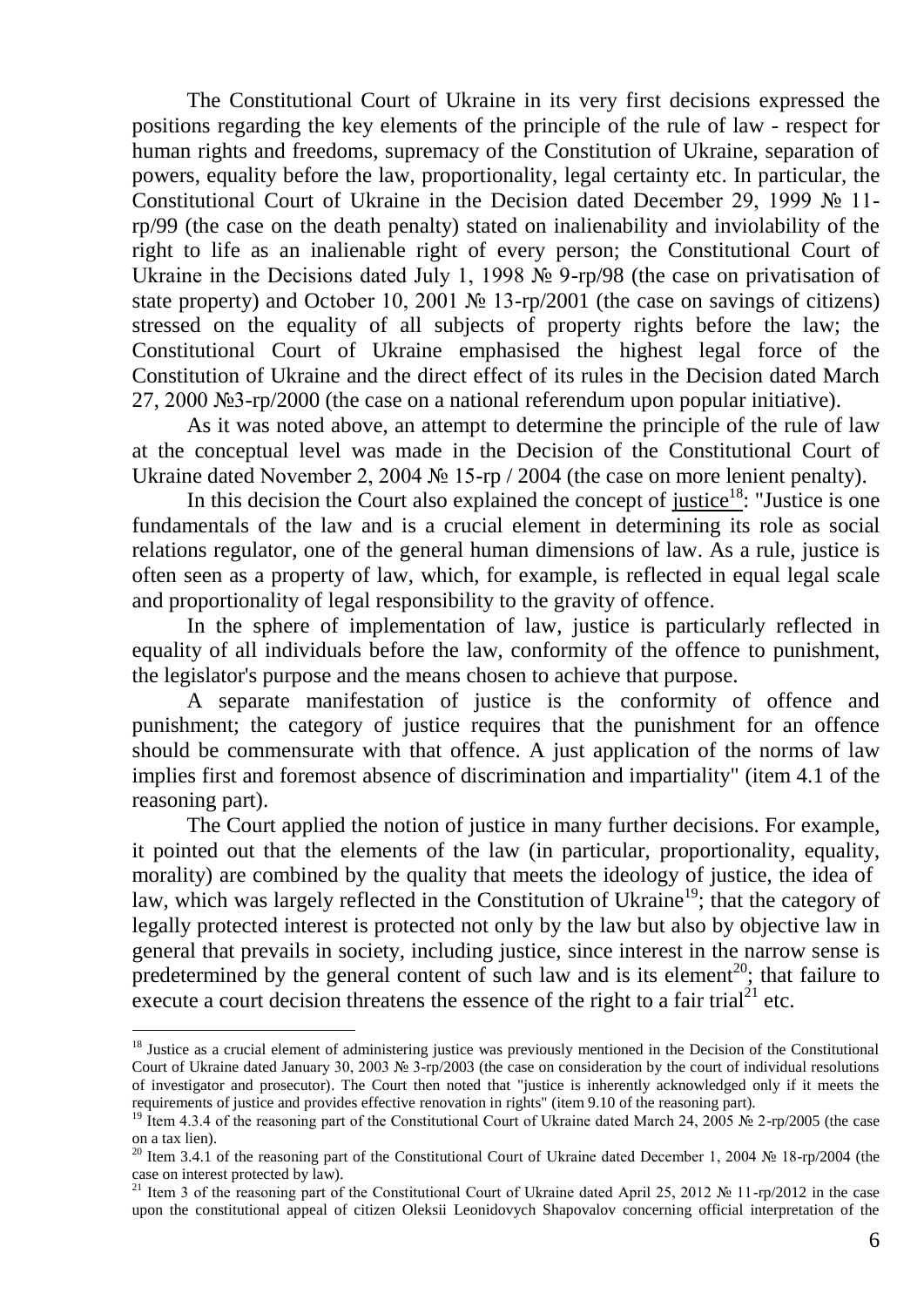The Constitutional Court of Ukraine in its very first decisions expressed the positions regarding the key elements of the principle of the rule of law - respect for human rights and freedoms, supremacy of the Constitution of Ukraine, separation of powers, equality before the law, proportionality, legal certainty etc. In particular, the Constitutional Court of Ukraine in the Decision dated December 29, 1999 № 11-rp/99 (the case on the death penalty) stated on inalienability and inviolability of the right to life as an inalienable right of every person; the Constitutional Court of Ukraine in the Decisions dated July 1, 1998 № 9-rp/98 (the case on privatisation of state property) and October 10, 2001 № 13-rp/2001 (the case on savings of citizens) stressed on the equality of all subjects of property rights before the law; the Constitutional Court of Ukraine emphasised the highest legal force of the Constitution of Ukraine and the direct effect of its rules in the Decision dated March 27, 2000 №3-rp/2000 (the case on a national referendum upon popular initiative).

As it was noted above, an attempt to determine the principle of the rule of law at the conceptual level was made in the Decision of the Constitutional Court of Ukraine dated November 2, 2004 № 15-rp / 2004 (the case on more lenient penalty).

In this decision the Court also explained the concept of justice[18]: "Justice is one fundamentals of the law and is a crucial element in determining its role as social relations regulator, one of the general human dimensions of law. As a rule, justice is often seen as a property of law, which, for example, is reflected in equal legal scale and proportionality of legal responsibility to the gravity of offence.

In the sphere of implementation of law, justice is particularly reflected in equality of all individuals before the law, conformity of the offence to punishment, the legislator's purpose and the means chosen to achieve that purpose.

A separate manifestation of justice is the conformity of offence and punishment; the category of justice requires that the punishment for an offence should be commensurate with that offence. A just application of the norms of law implies first and foremost absence of discrimination and impartiality" (item 4.1 of the reasoning part).

The Court applied the notion of justice in many further decisions. For example, it pointed out that the elements of the law (in particular, proportionality, equality, morality) are combined by the quality that meets the ideology of justice, the idea of law, which was largely reflected in the Constitution of Ukraine[19]; that the category of legally protected interest is protected not only by the law but also by objective law in general that prevails in society, including justice, since interest in the narrow sense is predetermined by the general content of such law and is its element[20]; that failure to execute a court decision threatens the essence of the right to a fair trial[21] etc.

---

[18] Justice as a crucial element of administering justice was previously mentioned in the Decision of the Constitutional Court of Ukraine dated January 30, 2003 № 3-rp/2003 (the case on consideration by the court of individual resolutions of investigator and prosecutor). The Court then noted that "justice is inherently acknowledged only if it meets the requirements of justice and provides effective renovation in rights" (item 9.10 of the reasoning part).

[19] Item 4.3.4 of the reasoning part of the Constitutional Court of Ukraine dated March 24, 2005 № 2-rp/2005 (the case on a tax lien).

[20] Item 3.4.1 of the reasoning part of the Constitutional Court of Ukraine dated December 1, 2004 № 18-rp/2004 (the case on interest protected by law).

[21] Item 3 of the reasoning part of the Constitutional Court of Ukraine dated April 25, 2012 № 11-rp/2012 in the case upon the constitutional appeal of citizen Oleksii Leonidovych Shapovalov concerning official interpretation of the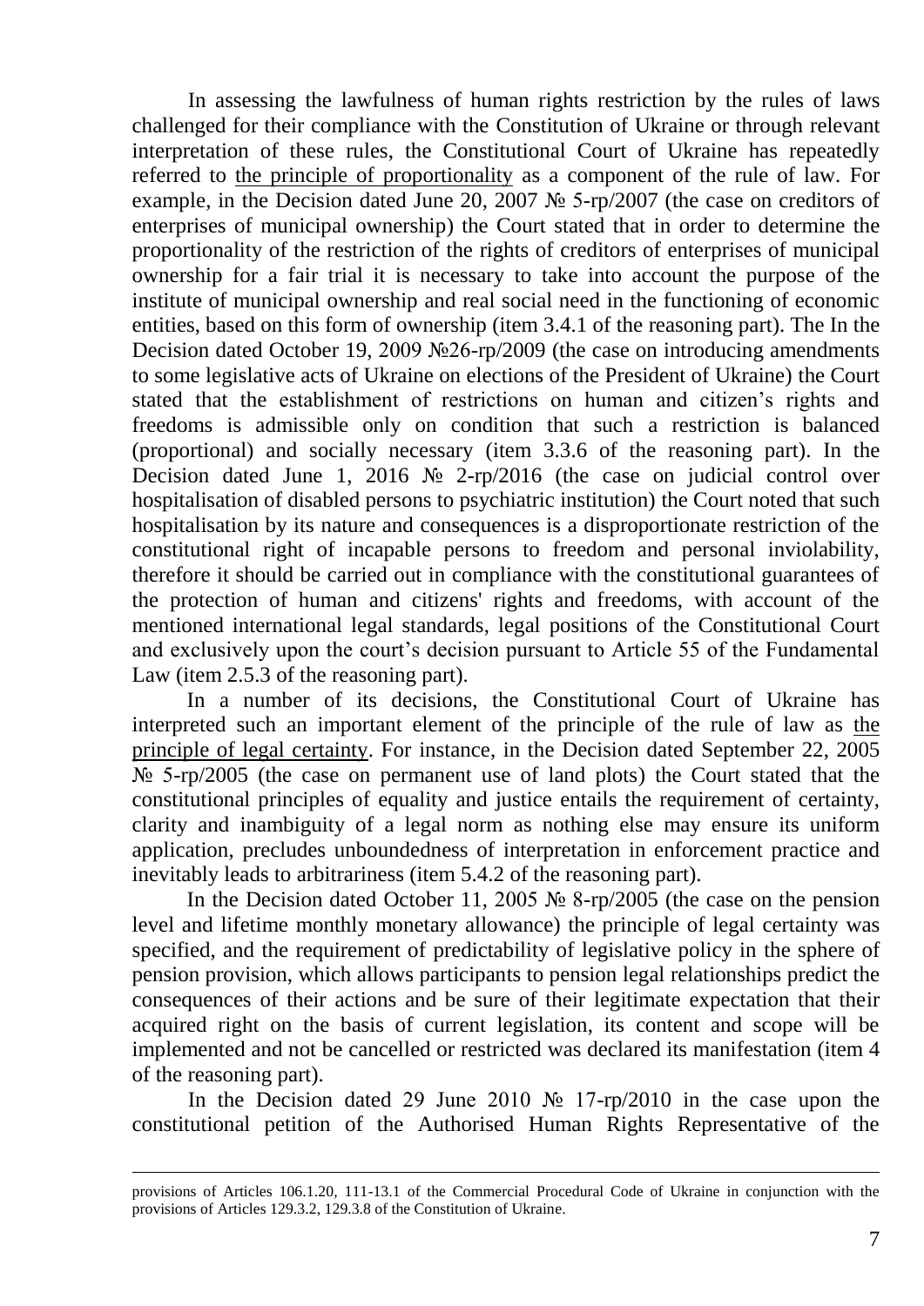In assessing the lawfulness of human rights restriction by the rules of laws challenged for their compliance with the Constitution of Ukraine or through relevant interpretation of these rules, the Constitutional Court of Ukraine has repeatedly referred to <u>the principle of proportionality</u> as a component of the rule of law. For example, in the Decision dated June 20, 2007 № 5-rp/2007 (the case on creditors of enterprises of municipal ownership) the Court stated that in order to determine the proportionality of the restriction of the rights of creditors of enterprises of municipal ownership for a fair trial it is necessary to take into account the purpose of the institute of municipal ownership and real social need in the functioning of economic entities, based on this form of ownership (item 3.4.1 of the reasoning part). The In the Decision dated October 19, 2009 №26-rp/2009 (the case on introducing amendments to some legislative acts of Ukraine on elections of the President of Ukraine) the Court stated that the establishment of restrictions on human and citizen's rights and freedoms is admissible only on condition that such a restriction is balanced (proportional) and socially necessary (item 3.3.6 of the reasoning part). In the Decision dated June 1, 2016 № 2-rp/2016 (the case on judicial control over hospitalisation of disabled persons to psychiatric institution) the Court noted that such hospitalisation by its nature and consequences is a disproportionate restriction of the constitutional right of incapable persons to freedom and personal inviolability, therefore it should be carried out in compliance with the constitutional guarantees of the protection of human and citizens' rights and freedoms, with account of the mentioned international legal standards, legal positions of the Constitutional Court and exclusively upon the court's decision pursuant to Article 55 of the Fundamental Law (item 2.5.3 of the reasoning part).

In a number of its decisions, the Constitutional Court of Ukraine has interpreted such an important element of the principle of the rule of law as <u>the principle of legal certainty</u>. For instance, in the Decision dated September 22, 2005 № 5-rp/2005 (the case on permanent use of land plots) the Court stated that the constitutional principles of equality and justice entails the requirement of certainty, clarity and inambiguity of a legal norm as nothing else may ensure its uniform application, precludes unboundedness of interpretation in enforcement practice and inevitably leads to arbitrariness (item 5.4.2 of the reasoning part).

In the Decision dated October 11, 2005 № 8-rp/2005 (the case on the pension level and lifetime monthly monetary allowance) the principle of legal certainty was specified, and the requirement of predictability of legislative policy in the sphere of pension provision, which allows participants to pension legal relationships predict the consequences of their actions and be sure of their legitimate expectation that their acquired right on the basis of current legislation, its content and scope will be implemented and not be cancelled or restricted was declared its manifestation (item 4 of the reasoning part).

In the Decision dated 29 June 2010 № 17-rp/2010 in the case upon the constitutional petition of the Authorised Human Rights Representative of the

---

provisions of Articles 106.1.20, 111-13.1 of the Commercial Procedural Code of Ukraine in conjunction with the provisions of Articles 129.3.2, 129.3.8 of the Constitution of Ukraine.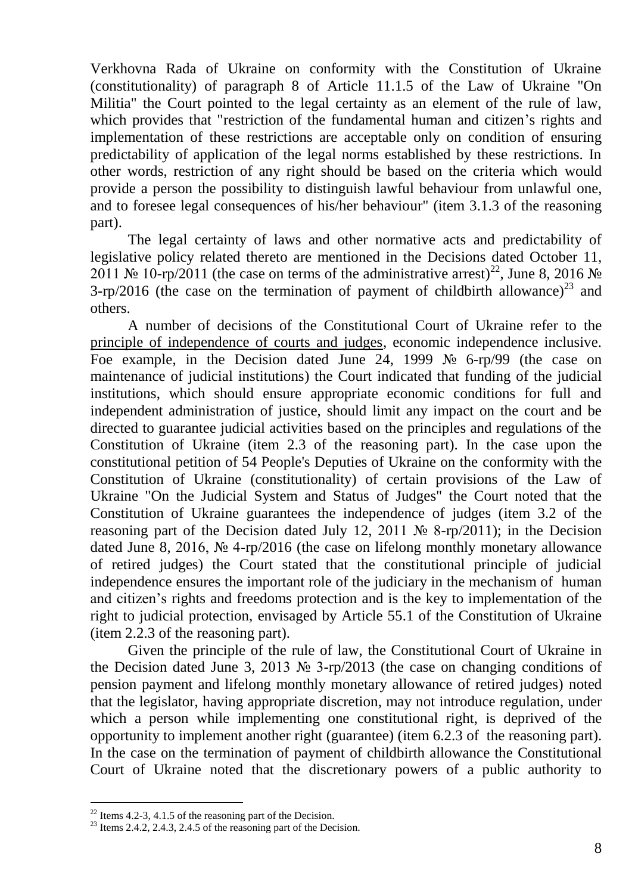Verkhovna Rada of Ukraine on conformity with the Constitution of Ukraine (constitutionality) of paragraph 8 of Article 11.1.5 of the Law of Ukraine "On Militia" the Court pointed to the legal certainty as an element of the rule of law, which provides that "restriction of the fundamental human and citizen's rights and implementation of these restrictions are acceptable only on condition of ensuring predictability of application of the legal norms established by these restrictions. In other words, restriction of any right should be based on the criteria which would provide a person the possibility to distinguish lawful behaviour from unlawful one, and to foresee legal consequences of his/her behaviour" (item 3.1.3 of the reasoning part).

The legal certainty of laws and other normative acts and predictability of legislative policy related thereto are mentioned in the Decisions dated October 11, 2011 № 10-rp/2011 (the case on terms of the administrative arrest)[22], June 8, 2016 № 3-rp/2016 (the case on the termination of payment of childbirth allowance)[23] and others.

A number of decisions of the Constitutional Court of Ukraine refer to the principle of independence of courts and judges, economic independence inclusive. Foe example, in the Decision dated June 24, 1999 № 6-rp/99 (the case on maintenance of judicial institutions) the Court indicated that funding of the judicial institutions, which should ensure appropriate economic conditions for full and independent administration of justice, should limit any impact on the court and be directed to guarantee judicial activities based on the principles and regulations of the Constitution of Ukraine (item 2.3 of the reasoning part). In the case upon the constitutional petition of 54 People's Deputies of Ukraine on the conformity with the Constitution of Ukraine (constitutionality) of certain provisions of the Law of Ukraine "On the Judicial System and Status of Judges" the Court noted that the Constitution of Ukraine guarantees the independence of judges (item 3.2 of the reasoning part of the Decision dated July 12, 2011 № 8-rp/2011); in the Decision dated June 8, 2016, № 4-rp/2016 (the case on lifelong monthly monetary allowance of retired judges) the Court stated that the constitutional principle of judicial independence ensures the important role of the judiciary in the mechanism of human and citizen's rights and freedoms protection and is the key to implementation of the right to judicial protection, envisaged by Article 55.1 of the Constitution of Ukraine (item 2.2.3 of the reasoning part).

Given the principle of the rule of law, the Constitutional Court of Ukraine in the Decision dated June 3, 2013 № 3-rp/2013 (the case on changing conditions of pension payment and lifelong monthly monetary allowance of retired judges) noted that the legislator, having appropriate discretion, may not introduce regulation, under which a person while implementing one constitutional right, is deprived of the opportunity to implement another right (guarantee) (item 6.2.3 of the reasoning part). In the case on the termination of payment of childbirth allowance the Constitutional Court of Ukraine noted that the discretionary powers of a public authority to

---

[22] Items 4.2-3, 4.1.5 of the reasoning part of the Decision.

[23] Items 2.4.2, 2.4.3, 2.4.5 of the reasoning part of the Decision.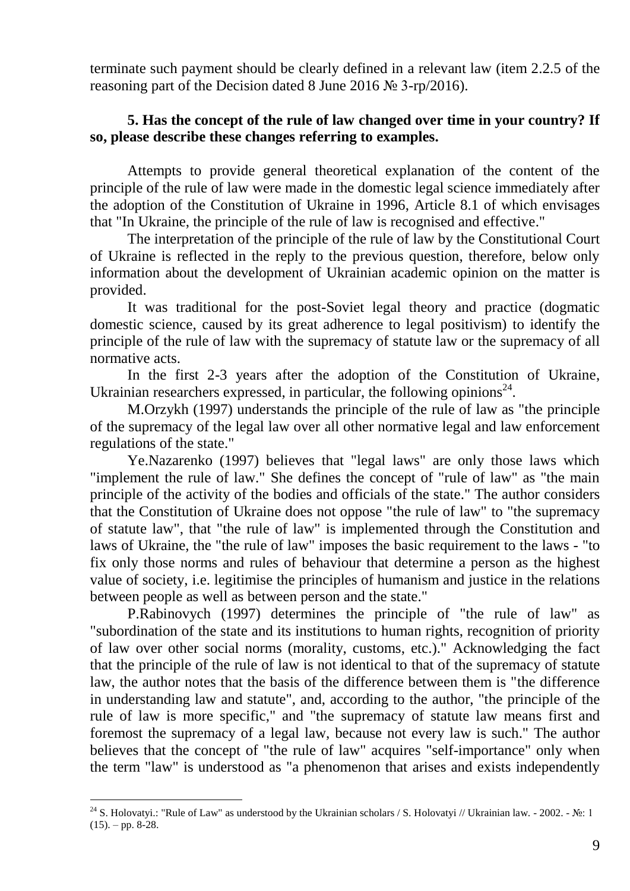terminate such payment should be clearly defined in a relevant law (item 2.2.5 of the reasoning part of the Decision dated 8 June 2016 № 3-rp/2016).

**5. Has the concept of the rule of law changed over time in your country? If so, please describe these changes referring to examples.**

Attempts to provide general theoretical explanation of the content of the principle of the rule of law were made in the domestic legal science immediately after the adoption of the Constitution of Ukraine in 1996, Article 8.1 of which envisages that "In Ukraine, the principle of the rule of law is recognised and effective."

The interpretation of the principle of the rule of law by the Constitutional Court of Ukraine is reflected in the reply to the previous question, therefore, below only information about the development of Ukrainian academic opinion on the matter is provided.

It was traditional for the post-Soviet legal theory and practice (dogmatic domestic science, caused by its great adherence to legal positivism) to identify the principle of the rule of law with the supremacy of statute law or the supremacy of all normative acts.

In the first 2-3 years after the adoption of the Constitution of Ukraine, Ukrainian researchers expressed, in particular, the following opinions[24].

M.Orzykh (1997) understands the principle of the rule of law as "the principle of the supremacy of the legal law over all other normative legal and law enforcement regulations of the state."

Ye.Nazarenko (1997) believes that "legal laws" are only those laws which "implement the rule of law." She defines the concept of "rule of law" as "the main principle of the activity of the bodies and officials of the state." The author considers that the Constitution of Ukraine does not oppose "the rule of law" to "the supremacy of statute law", that "the rule of law" is implemented through the Constitution and laws of Ukraine, the "the rule of law" imposes the basic requirement to the laws - "to fix only those norms and rules of behaviour that determine a person as the highest value of society, i.e. legitimise the principles of humanism and justice in the relations between people as well as between person and the state."

P.Rabinovych (1997) determines the principle of "the rule of law" as "subordination of the state and its institutions to human rights, recognition of priority of law over other social norms (morality, customs, etc.)." Acknowledging the fact that the principle of the rule of law is not identical to that of the supremacy of statute law, the author notes that the basis of the difference between them is "the difference in understanding law and statute", and, according to the author, "the principle of the rule of law is more specific," and "the supremacy of statute law means first and foremost the supremacy of a legal law, because not every law is such." The author believes that the concept of "the rule of law" acquires "self-importance" only when the term "law" is understood as "a phenomenon that arises and exists independently

---

[24] S. Holovatyi.: "Rule of Law" as understood by the Ukrainian scholars / S. Holovatyi // Ukrainian law. - 2002. - №: 1 (15). – pp. 8-28.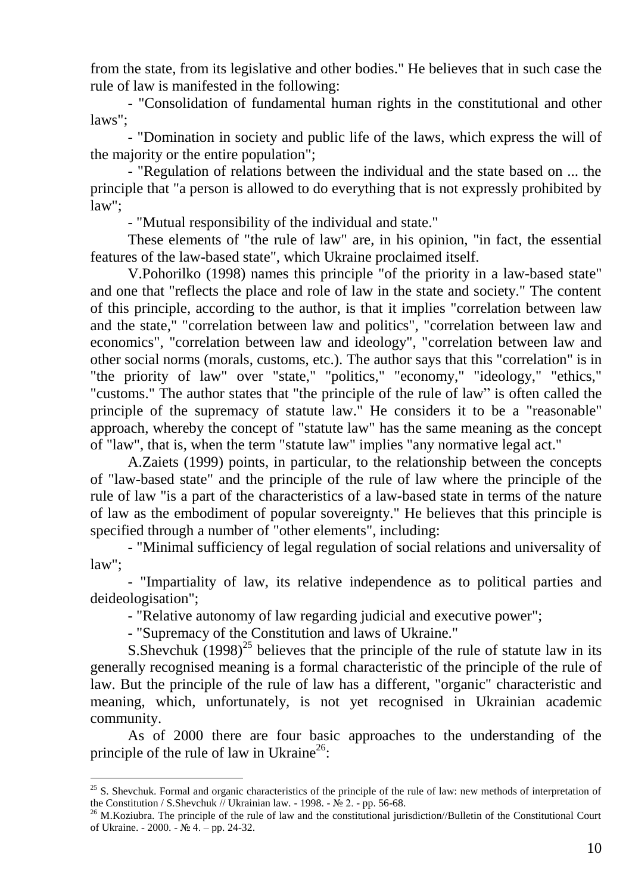from the state, from its legislative and other bodies." He believes that in such case the rule of law is manifested in the following:

- "Consolidation of fundamental human rights in the constitutional and other laws";
- "Domination in society and public life of the laws, which express the will of the majority or the entire population";
- "Regulation of relations between the individual and the state based on ... the principle that "a person is allowed to do everything that is not expressly prohibited by law";
- "Mutual responsibility of the individual and state."

These elements of "the rule of law" are, in his opinion, "in fact, the essential features of the law-based state", which Ukraine proclaimed itself.

V.Pohorilko (1998) names this principle "of the priority in a law-based state" and one that "reflects the place and role of law in the state and society." The content of this principle, according to the author, is that it implies "correlation between law and the state," "correlation between law and politics", "correlation between law and economics", "correlation between law and ideology", "correlation between law and other social norms (morals, customs, etc.). The author says that this "correlation" is in "the priority of law" over "state," "politics," "economy," "ideology," "ethics," "customs." The author states that "the principle of the rule of law" is often called the principle of the supremacy of statute law." He considers it to be a "reasonable" approach, whereby the concept of "statute law" has the same meaning as the concept of "law", that is, when the term "statute law" implies "any normative legal act."

A.Zaiets (1999) points, in particular, to the relationship between the concepts of "law-based state" and the principle of the rule of law where the principle of the rule of law "is a part of the characteristics of a law-based state in terms of the nature of law as the embodiment of popular sovereignty." He believes that this principle is specified through a number of "other elements", including:

- "Minimal sufficiency of legal regulation of social relations and universality of law";
- "Impartiality of law, its relative independence as to political parties and deideologisation";
- "Relative autonomy of law regarding judicial and executive power";
- "Supremacy of the Constitution and laws of Ukraine."

S.Shevchuk (1998)[25] believes that the principle of the rule of statute law in its generally recognised meaning is a formal characteristic of the principle of the rule of law. But the principle of the rule of law has a different, "organic" characteristic and meaning, which, unfortunately, is not yet recognised in Ukrainian academic community.

As of 2000 there are four basic approaches to the understanding of the principle of the rule of law in Ukraine[26]:

---

[25] S. Shevchuk. Formal and organic characteristics of the principle of the rule of law: new methods of interpretation of the Constitution / S.Shevchuk // Ukrainian law. - 1998. - № 2. - pp. 56-68.

[26] M.Koziubra. The principle of the rule of law and the constitutional jurisdiction//Bulletin of the Constitutional Court of Ukraine. - 2000. - № 4. – pp. 24-32.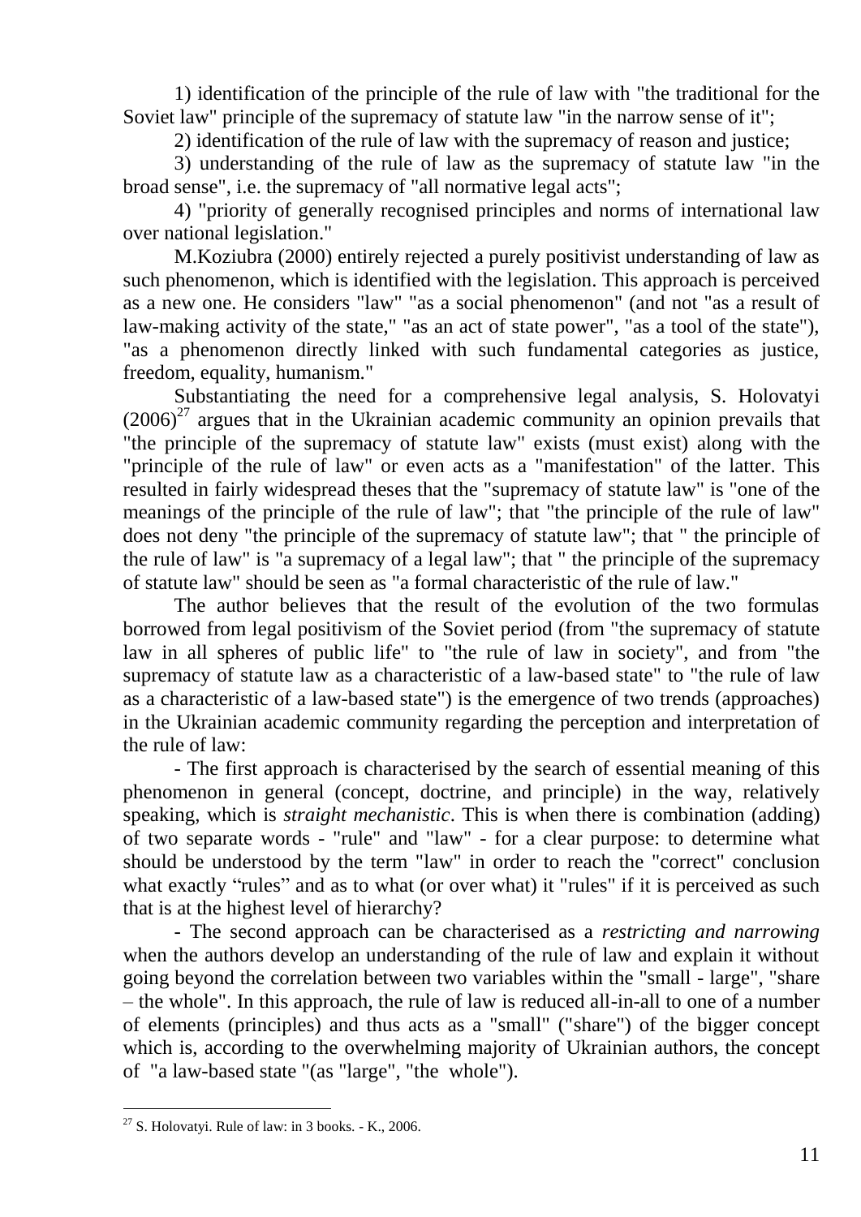1) identification of the principle of the rule of law with "the traditional for the Soviet law" principle of the supremacy of statute law "in the narrow sense of it";

2) identification of the rule of law with the supremacy of reason and justice;

3) understanding of the rule of law as the supremacy of statute law "in the broad sense", i.e. the supremacy of "all normative legal acts";

4) "priority of generally recognised principles and norms of international law over national legislation."

M.Koziubra (2000) entirely rejected a purely positivist understanding of law as such phenomenon, which is identified with the legislation. This approach is perceived as a new one. He considers "law" "as a social phenomenon" (and not "as a result of law-making activity of the state," "as an act of state power", "as a tool of the state"), "as a phenomenon directly linked with such fundamental categories as justice, freedom, equality, humanism."

Substantiating the need for a comprehensive legal analysis, S. Holovatyi (2006)[27] argues that in the Ukrainian academic community an opinion prevails that "the principle of the supremacy of statute law" exists (must exist) along with the "principle of the rule of law" or even acts as a "manifestation" of the latter. This resulted in fairly widespread theses that the "supremacy of statute law" is "one of the meanings of the principle of the rule of law"; that "the principle of the rule of law" does not deny "the principle of the supremacy of statute law"; that " the principle of the rule of law" is "a supremacy of a legal law"; that " the principle of the supremacy of statute law" should be seen as "a formal characteristic of the rule of law."

The author believes that the result of the evolution of the two formulas borrowed from legal positivism of the Soviet period (from "the supremacy of statute law in all spheres of public life" to "the rule of law in society", and from "the supremacy of statute law as a characteristic of a law-based state" to "the rule of law as a characteristic of a law-based state") is the emergence of two trends (approaches) in the Ukrainian academic community regarding the perception and interpretation of the rule of law:

- The first approach is characterised by the search of essential meaning of this phenomenon in general (concept, doctrine, and principle) in the way, relatively speaking, which is *straight mechanistic*. This is when there is combination (adding) of two separate words - "rule" and "law" - for a clear purpose: to determine what should be understood by the term "law" in order to reach the "correct" conclusion what exactly "rules" and as to what (or over what) it "rules" if it is perceived as such that is at the highest level of hierarchy?

- The second approach can be characterised as a *restricting and narrowing* when the authors develop an understanding of the rule of law and explain it without going beyond the correlation between two variables within the "small - large", "share – the whole". In this approach, the rule of law is reduced all-in-all to one of a number of elements (principles) and thus acts as a "small" ("share") of the bigger concept which is, according to the overwhelming majority of Ukrainian authors, the concept of "a law-based state "(as "large", "the whole").

---

[27] S. Holovatyi. Rule of law: in 3 books. - K., 2006.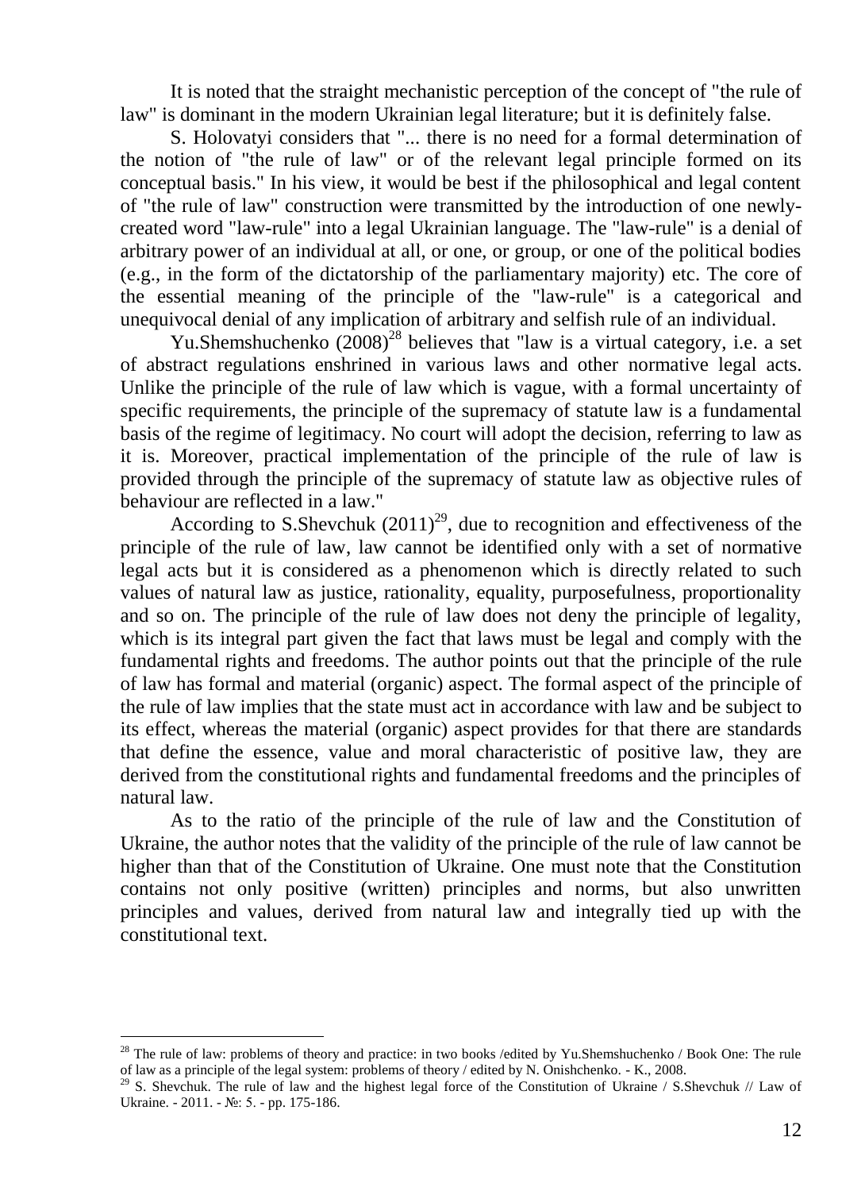It is noted that the straight mechanistic perception of the concept of "the rule of law" is dominant in the modern Ukrainian legal literature; but it is definitely false.

S. Holovatyi considers that "... there is no need for a formal determination of the notion of "the rule of law" or of the relevant legal principle formed on its conceptual basis." In his view, it would be best if the philosophical and legal content of "the rule of law" construction were transmitted by the introduction of one newly-created word "law-rule" into a legal Ukrainian language. The "law-rule" is a denial of arbitrary power of an individual at all, or one, or group, or one of the political bodies (e.g., in the form of the dictatorship of the parliamentary majority) etc. The core of the essential meaning of the principle of the "law-rule" is a categorical and unequivocal denial of any implication of arbitrary and selfish rule of an individual.

Yu.Shemshuchenko (2008)[28] believes that "law is a virtual category, i.e. a set of abstract regulations enshrined in various laws and other normative legal acts. Unlike the principle of the rule of law which is vague, with a formal uncertainty of specific requirements, the principle of the supremacy of statute law is a fundamental basis of the regime of legitimacy. No court will adopt the decision, referring to law as it is. Moreover, practical implementation of the principle of the rule of law is provided through the principle of the supremacy of statute law as objective rules of behaviour are reflected in a law."

According to S.Shevchuk (2011)[29], due to recognition and effectiveness of the principle of the rule of law, law cannot be identified only with a set of normative legal acts but it is considered as a phenomenon which is directly related to such values of natural law as justice, rationality, equality, purposefulness, proportionality and so on. The principle of the rule of law does not deny the principle of legality, which is its integral part given the fact that laws must be legal and comply with the fundamental rights and freedoms. The author points out that the principle of the rule of law has formal and material (organic) aspect. The formal aspect of the principle of the rule of law implies that the state must act in accordance with law and be subject to its effect, whereas the material (organic) aspect provides for that there are standards that define the essence, value and moral characteristic of positive law, they are derived from the constitutional rights and fundamental freedoms and the principles of natural law.

As to the ratio of the principle of the rule of law and the Constitution of Ukraine, the author notes that the validity of the principle of the rule of law cannot be higher than that of the Constitution of Ukraine. One must note that the Constitution contains not only positive (written) principles and norms, but also unwritten principles and values, derived from natural law and integrally tied up with the constitutional text.

---

[28] The rule of law: problems of theory and practice: in two books /edited by Yu.Shemshuchenko / Book One: The rule of law as a principle of the legal system: problems of theory / edited by N. Onishchenko. - K., 2008.

[29] S. Shevchuk. The rule of law and the highest legal force of the Constitution of Ukraine / S.Shevchuk // Law of Ukraine. - 2011. - №: 5. - pp. 175-186.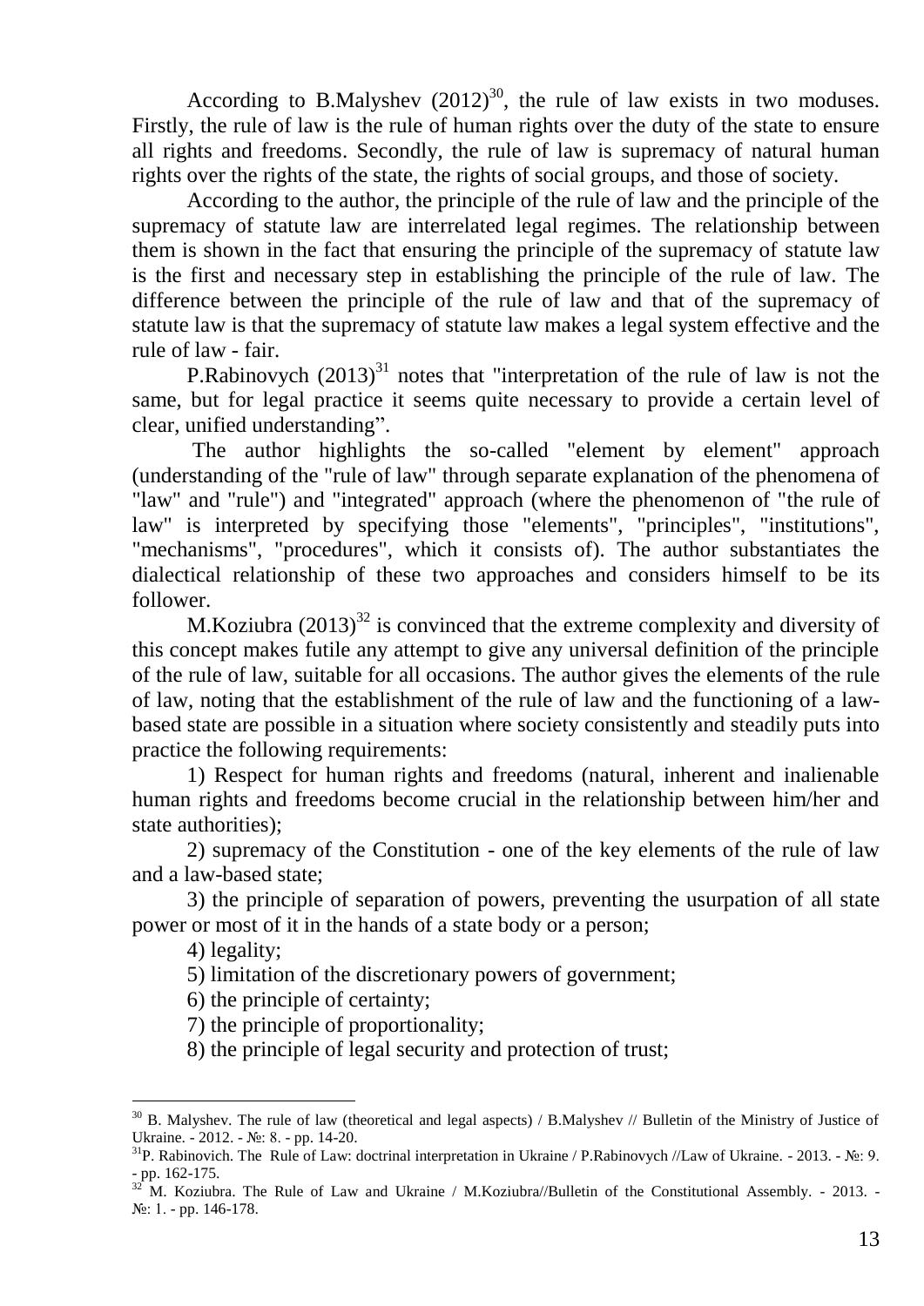According to B.Malyshev (2012)[30], the rule of law exists in two moduses. Firstly, the rule of law is the rule of human rights over the duty of the state to ensure all rights and freedoms. Secondly, the rule of law is supremacy of natural human rights over the rights of the state, the rights of social groups, and those of society.

According to the author, the principle of the rule of law and the principle of the supremacy of statute law are interrelated legal regimes. The relationship between them is shown in the fact that ensuring the principle of the supremacy of statute law is the first and necessary step in establishing the principle of the rule of law. The difference between the principle of the rule of law and that of the supremacy of statute law is that the supremacy of statute law makes a legal system effective and the rule of law - fair.

P.Rabinovych (2013)[31] notes that "interpretation of the rule of law is not the same, but for legal practice it seems quite necessary to provide a certain level of clear, unified understanding".

The author highlights the so-called "element by element" approach (understanding of the "rule of law" through separate explanation of the phenomena of "law" and "rule") and "integrated" approach (where the phenomenon of "the rule of law" is interpreted by specifying those "elements", "principles", "institutions", "mechanisms", "procedures", which it consists of). The author substantiates the dialectical relationship of these two approaches and considers himself to be its follower.

M.Koziubra (2013)[32] is convinced that the extreme complexity and diversity of this concept makes futile any attempt to give any universal definition of the principle of the rule of law, suitable for all occasions. The author gives the elements of the rule of law, noting that the establishment of the rule of law and the functioning of a law-based state are possible in a situation where society consistently and steadily puts into practice the following requirements:

1) Respect for human rights and freedoms (natural, inherent and inalienable human rights and freedoms become crucial in the relationship between him/her and state authorities);

2) supremacy of the Constitution - one of the key elements of the rule of law and a law-based state;

3) the principle of separation of powers, preventing the usurpation of all state power or most of it in the hands of a state body or a person;

4) legality;

5) limitation of the discretionary powers of government;

6) the principle of certainty;

7) the principle of proportionality;

8) the principle of legal security and protection of trust;

---

[30] B. Malyshev. The rule of law (theoretical and legal aspects) / B.Malyshev // Bulletin of the Ministry of Justice of Ukraine. - 2012. - №: 8. - pp. 14-20.

[31] P. Rabinovich. The Rule of Law: doctrinal interpretation in Ukraine / P.Rabinovych //Law of Ukraine. - 2013. - №: 9. - pp. 162-175.

[32] M. Koziubra. The Rule of Law and Ukraine / M.Koziubra//Bulletin of the Constitutional Assembly. - 2013. - №: 1. - pp. 146-178.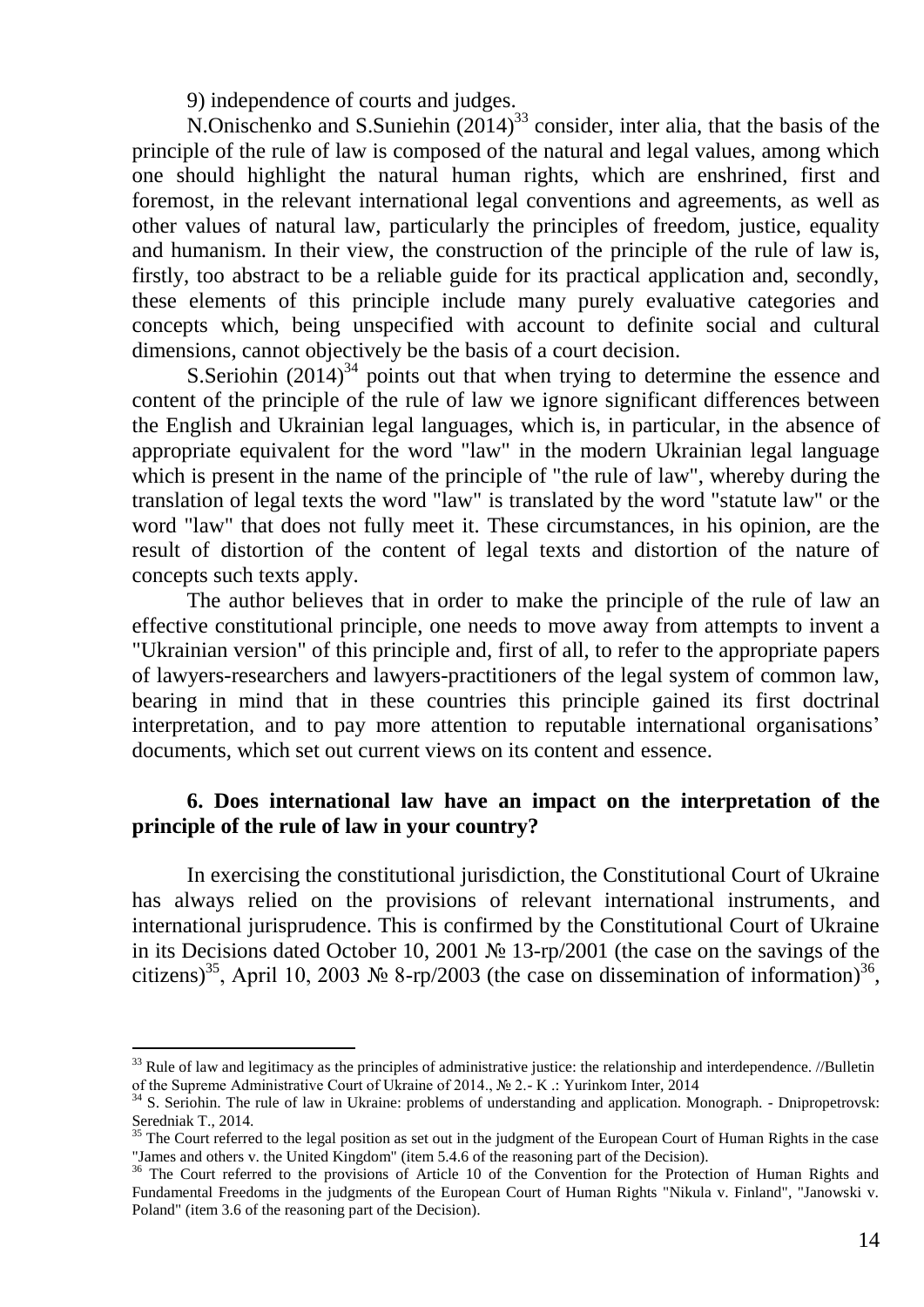9) independence of courts and judges.

N.Onischenko and S.Suniehin (2014)[33] consider, inter alia, that the basis of the principle of the rule of law is composed of the natural and legal values, among which one should highlight the natural human rights, which are enshrined, first and foremost, in the relevant international legal conventions and agreements, as well as other values of natural law, particularly the principles of freedom, justice, equality and humanism. In their view, the construction of the principle of the rule of law is, firstly, too abstract to be a reliable guide for its practical application and, secondly, these elements of this principle include many purely evaluative categories and concepts which, being unspecified with account to definite social and cultural dimensions, cannot objectively be the basis of a court decision.

S.Seriohin (2014)[34] points out that when trying to determine the essence and content of the principle of the rule of law we ignore significant differences between the English and Ukrainian legal languages, which is, in particular, in the absence of appropriate equivalent for the word "law" in the modern Ukrainian legal language which is present in the name of the principle of "the rule of law", whereby during the translation of legal texts the word "law" is translated by the word "statute law" or the word "law" that does not fully meet it. These circumstances, in his opinion, are the result of distortion of the content of legal texts and distortion of the nature of concepts such texts apply.

The author believes that in order to make the principle of the rule of law an effective constitutional principle, one needs to move away from attempts to invent a "Ukrainian version" of this principle and, first of all, to refer to the appropriate papers of lawyers-researchers and lawyers-practitioners of the legal system of common law, bearing in mind that in these countries this principle gained its first doctrinal interpretation, and to pay more attention to reputable international organisations' documents, which set out current views on its content and essence.

### 6. Does international law have an impact on the interpretation of the principle of the rule of law in your country?

In exercising the constitutional jurisdiction, the Constitutional Court of Ukraine has always relied on the provisions of relevant international instruments, and international jurisprudence. This is confirmed by the Constitutional Court of Ukraine in its Decisions dated October 10, 2001 № 13-rp/2001 (the case on the savings of the citizens)[35], April 10, 2003 № 8-rp/2003 (the case on dissemination of information)[36],

---

[33] Rule of law and legitimacy as the principles of administrative justice: the relationship and interdependence. //Bulletin of the Supreme Administrative Court of Ukraine of 2014., № 2.- K .: Yurinkom Inter, 2014

[34] S. Seriohin. The rule of law in Ukraine: problems of understanding and application. Monograph. - Dnipropetrovsk: Seredniak T., 2014.

[35] The Court referred to the legal position as set out in the judgment of the European Court of Human Rights in the case "James and others v. the United Kingdom" (item 5.4.6 of the reasoning part of the Decision).

[36] The Court referred to the provisions of Article 10 of the Convention for the Protection of Human Rights and Fundamental Freedoms in the judgments of the European Court of Human Rights "Nikula v. Finland", "Janowski v. Poland" (item 3.6 of the reasoning part of the Decision).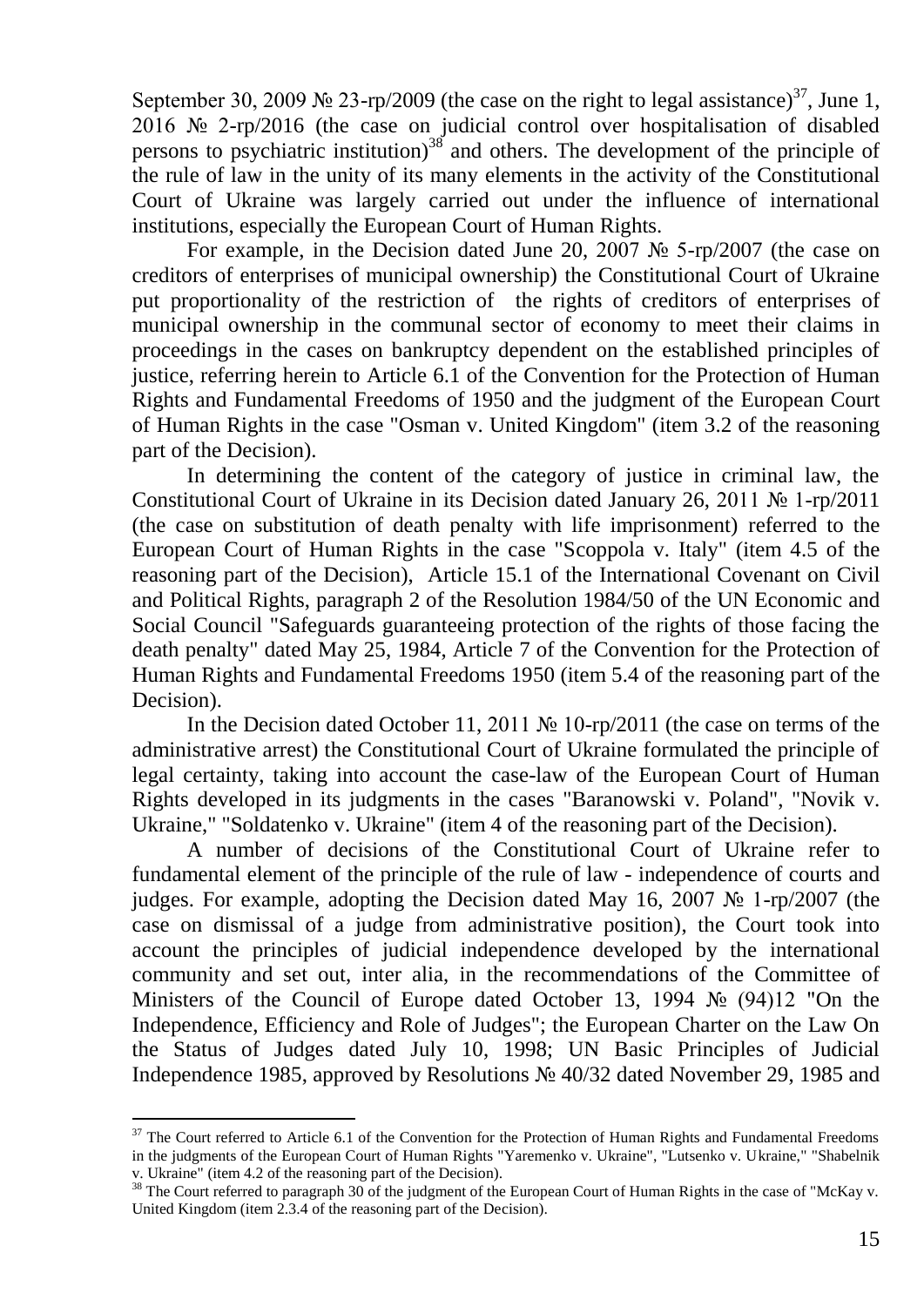September 30, 2009 № 23-rp/2009 (the case on the right to legal assistance)[37], June 1, 2016 № 2-rp/2016 (the case on judicial control over hospitalisation of disabled persons to psychiatric institution)[38] and others. The development of the principle of the rule of law in the unity of its many elements in the activity of the Constitutional Court of Ukraine was largely carried out under the influence of international institutions, especially the European Court of Human Rights.

For example, in the Decision dated June 20, 2007 № 5-rp/2007 (the case on creditors of enterprises of municipal ownership) the Constitutional Court of Ukraine put proportionality of the restriction of the rights of creditors of enterprises of municipal ownership in the communal sector of economy to meet their claims in proceedings in the cases on bankruptcy dependent on the established principles of justice, referring herein to Article 6.1 of the Convention for the Protection of Human Rights and Fundamental Freedoms of 1950 and the judgment of the European Court of Human Rights in the case "Osman v. United Kingdom" (item 3.2 of the reasoning part of the Decision).

In determining the content of the category of justice in criminal law, the Constitutional Court of Ukraine in its Decision dated January 26, 2011 № 1-rp/2011 (the case on substitution of death penalty with life imprisonment) referred to the European Court of Human Rights in the case "Scoppola v. Italy" (item 4.5 of the reasoning part of the Decision), Article 15.1 of the International Covenant on Civil and Political Rights, paragraph 2 of the Resolution 1984/50 of the UN Economic and Social Council "Safeguards guaranteeing protection of the rights of those facing the death penalty" dated May 25, 1984, Article 7 of the Convention for the Protection of Human Rights and Fundamental Freedoms 1950 (item 5.4 of the reasoning part of the Decision).

In the Decision dated October 11, 2011 № 10-rp/2011 (the case on terms of the administrative arrest) the Constitutional Court of Ukraine formulated the principle of legal certainty, taking into account the case-law of the European Court of Human Rights developed in its judgments in the cases "Baranowski v. Poland", "Novik v. Ukraine," "Soldatenko v. Ukraine" (item 4 of the reasoning part of the Decision).

A number of decisions of the Constitutional Court of Ukraine refer to fundamental element of the principle of the rule of law - independence of courts and judges. For example, adopting the Decision dated May 16, 2007 № 1-rp/2007 (the case on dismissal of a judge from administrative position), the Court took into account the principles of judicial independence developed by the international community and set out, inter alia, in the recommendations of the Committee of Ministers of the Council of Europe dated October 13, 1994 № (94)12 "On the Independence, Efficiency and Role of Judges"; the European Charter on the Law On the Status of Judges dated July 10, 1998; UN Basic Principles of Judicial Independence 1985, approved by Resolutions № 40/32 dated November 29, 1985 and

---

[37] The Court referred to Article 6.1 of the Convention for the Protection of Human Rights and Fundamental Freedoms in the judgments of the European Court of Human Rights "Yaremenko v. Ukraine", "Lutsenko v. Ukraine," "Shabelnik v. Ukraine" (item 4.2 of the reasoning part of the Decision).

[38] The Court referred to paragraph 30 of the judgment of the European Court of Human Rights in the case of "McKay v. United Kingdom (item 2.3.4 of the reasoning part of the Decision).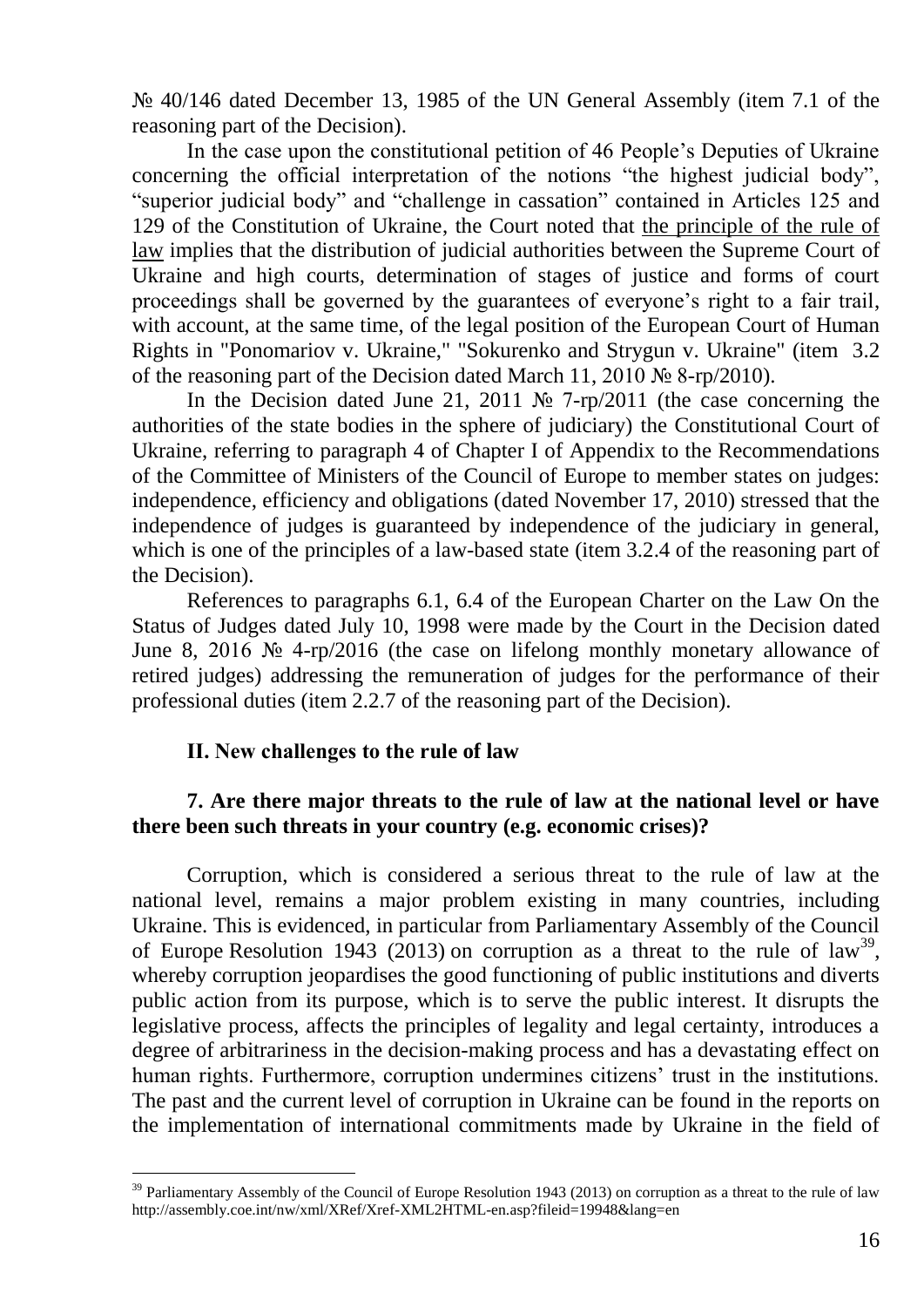№ 40/146 dated December 13, 1985 of the UN General Assembly (item 7.1 of the reasoning part of the Decision).

In the case upon the constitutional petition of 46 People's Deputies of Ukraine concerning the official interpretation of the notions "the highest judicial body", "superior judicial body" and "challenge in cassation" contained in Articles 125 and 129 of the Constitution of Ukraine, the Court noted that the principle of the rule of law implies that the distribution of judicial authorities between the Supreme Court of Ukraine and high courts, determination of stages of justice and forms of court proceedings shall be governed by the guarantees of everyone's right to a fair trail, with account, at the same time, of the legal position of the European Court of Human Rights in "Ponomariov v. Ukraine," "Sokurenko and Strygun v. Ukraine" (item 3.2 of the reasoning part of the Decision dated March 11, 2010 № 8-rp/2010).

In the Decision dated June 21, 2011 № 7-rp/2011 (the case concerning the authorities of the state bodies in the sphere of judiciary) the Constitutional Court of Ukraine, referring to paragraph 4 of Chapter I of Appendix to the Recommendations of the Committee of Ministers of the Council of Europe to member states on judges: independence, efficiency and obligations (dated November 17, 2010) stressed that the independence of judges is guaranteed by independence of the judiciary in general, which is one of the principles of a law-based state (item 3.2.4 of the reasoning part of the Decision).

References to paragraphs 6.1, 6.4 of the European Charter on the Law On the Status of Judges dated July 10, 1998 were made by the Court in the Decision dated June 8, 2016 № 4-rp/2016 (the case on lifelong monthly monetary allowance of retired judges) addressing the remuneration of judges for the performance of their professional duties (item 2.2.7 of the reasoning part of the Decision).

## II. New challenges to the rule of law

### 7. Are there major threats to the rule of law at the national level or have there been such threats in your country (e.g. economic crises)?

Corruption, which is considered a serious threat to the rule of law at the national level, remains a major problem existing in many countries, including Ukraine. This is evidenced, in particular from Parliamentary Assembly of the Council of Europe Resolution 1943 (2013) on corruption as a threat to the rule of law[39], whereby corruption jeopardises the good functioning of public institutions and diverts public action from its purpose, which is to serve the public interest. It disrupts the legislative process, affects the principles of legality and legal certainty, introduces a degree of arbitrariness in the decision-making process and has a devastating effect on human rights. Furthermore, corruption undermines citizens' trust in the institutions. The past and the current level of corruption in Ukraine can be found in the reports on the implementation of international commitments made by Ukraine in the field of

[39] Parliamentary Assembly of the Council of Europe Resolution 1943 (2013) on corruption as a threat to the rule of law http://assembly.coe.int/nw/xml/XRef/Xref-XML2HTML-en.asp?fileid=19948&lang=en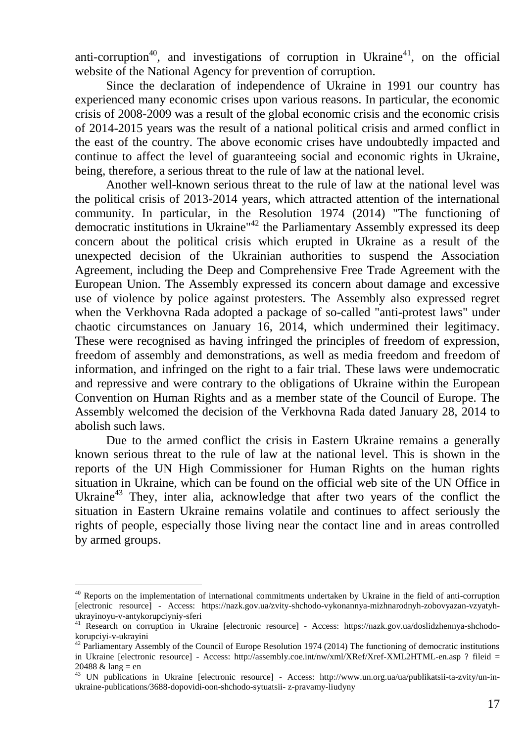anti-corruption[40], and investigations of corruption in Ukraine[41], on the official website of the National Agency for prevention of corruption.

Since the declaration of independence of Ukraine in 1991 our country has experienced many economic crises upon various reasons. In particular, the economic crisis of 2008-2009 was a result of the global economic crisis and the economic crisis of 2014-2015 years was the result of a national political crisis and armed conflict in the east of the country. The above economic crises have undoubtedly impacted and continue to affect the level of guaranteeing social and economic rights in Ukraine, being, therefore, a serious threat to the rule of law at the national level.

Another well-known serious threat to the rule of law at the national level was the political crisis of 2013-2014 years, which attracted attention of the international community. In particular, in the Resolution 1974 (2014) "The functioning of democratic institutions in Ukraine"[42] the Parliamentary Assembly expressed its deep concern about the political crisis which erupted in Ukraine as a result of the unexpected decision of the Ukrainian authorities to suspend the Association Agreement, including the Deep and Comprehensive Free Trade Agreement with the European Union. The Assembly expressed its concern about damage and excessive use of violence by police against protesters. The Assembly also expressed regret when the Verkhovna Rada adopted a package of so-called "anti-protest laws" under chaotic circumstances on January 16, 2014, which undermined their legitimacy. These were recognised as having infringed the principles of freedom of expression, freedom of assembly and demonstrations, as well as media freedom and freedom of information, and infringed on the right to a fair trial. These laws were undemocratic and repressive and were contrary to the obligations of Ukraine within the European Convention on Human Rights and as a member state of the Council of Europe. The Assembly welcomed the decision of the Verkhovna Rada dated January 28, 2014 to abolish such laws.

Due to the armed conflict the crisis in Eastern Ukraine remains a generally known serious threat to the rule of law at the national level. This is shown in the reports of the UN High Commissioner for Human Rights on the human rights situation in Ukraine, which can be found on the official web site of the UN Office in Ukraine[43] They, inter alia, acknowledge that after two years of the conflict the situation in Eastern Ukraine remains volatile and continues to affect seriously the rights of people, especially those living near the contact line and in areas controlled by armed groups.

---

[40] Reports on the implementation of international commitments undertaken by Ukraine in the field of anti-corruption [electronic resource] - Access: https://nazk.gov.ua/zvity-shchodo-vykonannya-mizhnarodnyh-zobovyazan-vzyatyh-ukrayinoyu-v-antykorupciyniy-sferi

[41] Research on corruption in Ukraine [electronic resource] - Access: https://nazk.gov.ua/doslidzhennya-shchodo-korupciyi-v-ukrayini

[42] Parliamentary Assembly of the Council of Europe Resolution 1974 (2014) The functioning of democratic institutions in Ukraine [electronic resource] - Access: http://assembly.coe.int/nw/xml/XRef/Xref-XML2HTML-en.asp ? fileid = 20488 & lang = en

[43] UN publications in Ukraine [electronic resource] - Access: http://www.un.org.ua/ua/publikatsii-ta-zvity/un-in-ukraine-publications/3688-dopovidi-oon-shchodo-sytuatsii- z-pravamy-liudyny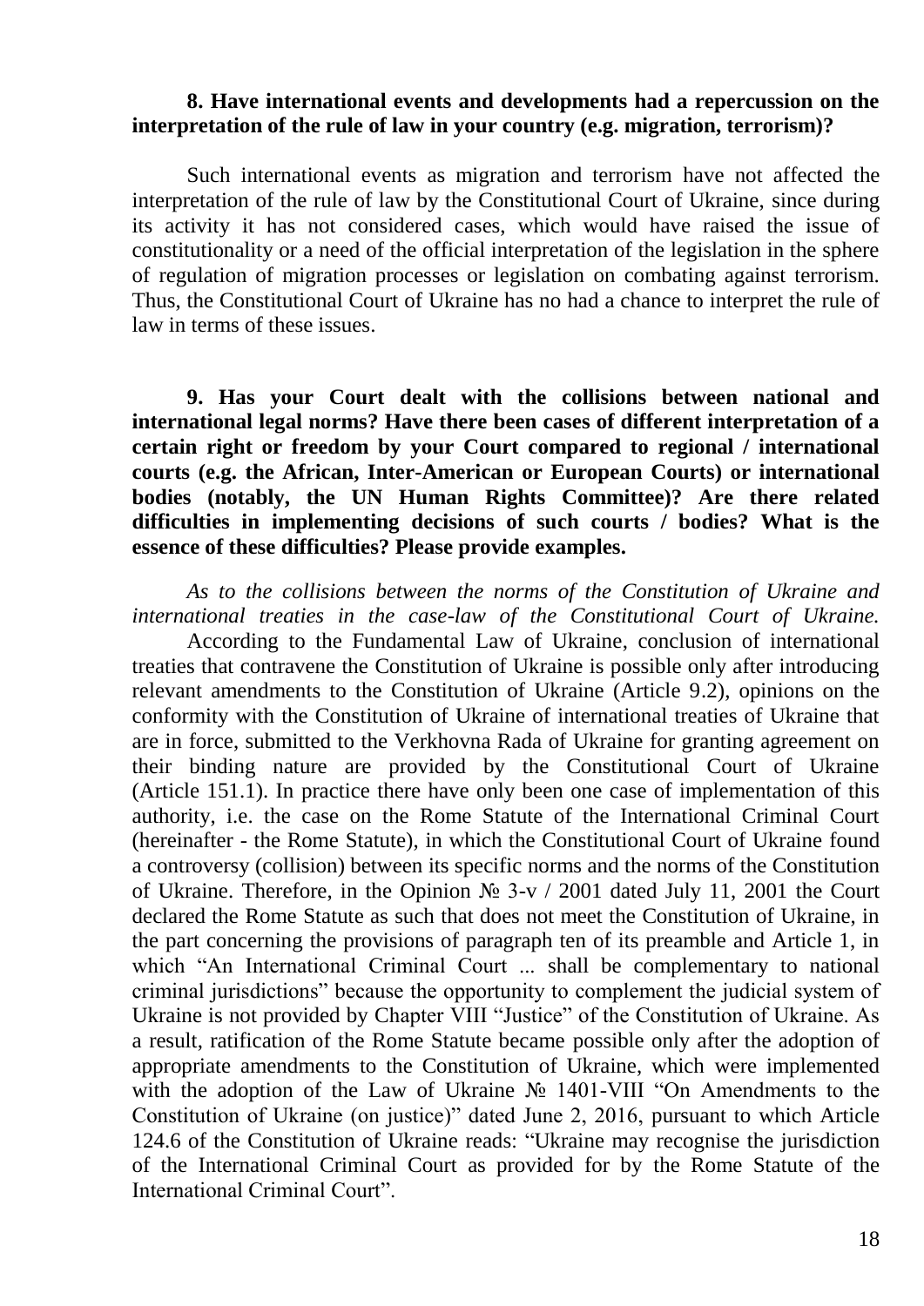**8. Have international events and developments had a repercussion on the interpretation of the rule of law in your country (e.g. migration, terrorism)?**

Such international events as migration and terrorism have not affected the interpretation of the rule of law by the Constitutional Court of Ukraine, since during its activity it has not considered cases, which would have raised the issue of constitutionality or a need of the official interpretation of the legislation in the sphere of regulation of migration processes or legislation on combating against terrorism. Thus, the Constitutional Court of Ukraine has no had a chance to interpret the rule of law in terms of these issues.

**9. Has your Court dealt with the collisions between national and international legal norms? Have there been cases of different interpretation of a certain right or freedom by your Court compared to regional / international courts (e.g. the African, Inter-American or European Courts) or international bodies (notably, the UN Human Rights Committee)? Are there related difficulties in implementing decisions of such courts / bodies? What is the essence of these difficulties? Please provide examples.**

*As to the collisions between the norms of the Constitution of Ukraine and international treaties in the case-law of the Constitutional Court of Ukraine.*

According to the Fundamental Law of Ukraine, conclusion of international treaties that contravene the Constitution of Ukraine is possible only after introducing relevant amendments to the Constitution of Ukraine (Article 9.2), opinions on the conformity with the Constitution of Ukraine of international treaties of Ukraine that are in force, submitted to the Verkhovna Rada of Ukraine for granting agreement on their binding nature are provided by the Constitutional Court of Ukraine (Article 151.1). In practice there have only been one case of implementation of this authority, i.e. the case on the Rome Statute of the International Criminal Court (hereinafter - the Rome Statute), in which the Constitutional Court of Ukraine found a controversy (collision) between its specific norms and the norms of the Constitution of Ukraine. Therefore, in the Opinion № 3-v / 2001 dated July 11, 2001 the Court declared the Rome Statute as such that does not meet the Constitution of Ukraine, in the part concerning the provisions of paragraph ten of its preamble and Article 1, in which "An International Criminal Court ... shall be complementary to national criminal jurisdictions" because the opportunity to complement the judicial system of Ukraine is not provided by Chapter VIII "Justice" of the Constitution of Ukraine. As a result, ratification of the Rome Statute became possible only after the adoption of appropriate amendments to the Constitution of Ukraine, which were implemented with the adoption of the Law of Ukraine № 1401-VIII "On Amendments to the Constitution of Ukraine (on justice)" dated June 2, 2016, pursuant to which Article 124.6 of the Constitution of Ukraine reads: "Ukraine may recognise the jurisdiction of the International Criminal Court as provided for by the Rome Statute of the International Criminal Court".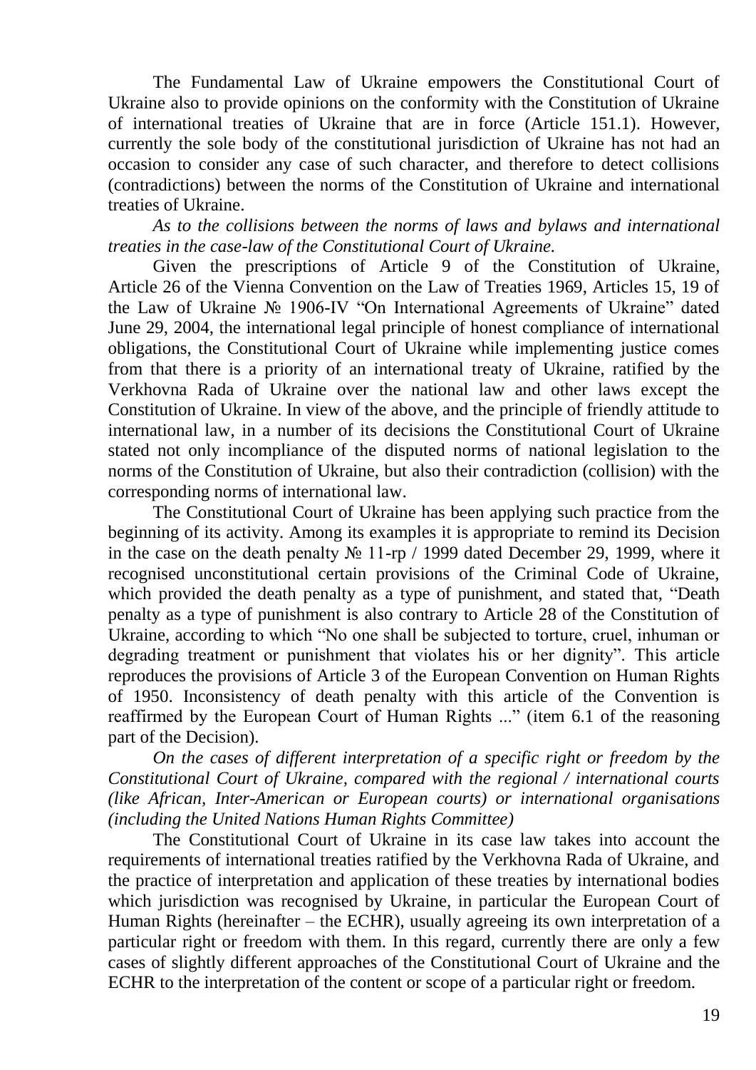The Fundamental Law of Ukraine empowers the Constitutional Court of Ukraine also to provide opinions on the conformity with the Constitution of Ukraine of international treaties of Ukraine that are in force (Article 151.1). However, currently the sole body of the constitutional jurisdiction of Ukraine has not had an occasion to consider any case of such character, and therefore to detect collisions (contradictions) between the norms of the Constitution of Ukraine and international treaties of Ukraine.

*As to the collisions between the norms of laws and bylaws and international treaties in the case-law of the Constitutional Court of Ukraine.*

Given the prescriptions of Article 9 of the Constitution of Ukraine, Article 26 of the Vienna Convention on the Law of Treaties 1969, Articles 15, 19 of the Law of Ukraine № 1906-IV "On International Agreements of Ukraine" dated June 29, 2004, the international legal principle of honest compliance of international obligations, the Constitutional Court of Ukraine while implementing justice comes from that there is a priority of an international treaty of Ukraine, ratified by the Verkhovna Rada of Ukraine over the national law and other laws except the Constitution of Ukraine. In view of the above, and the principle of friendly attitude to international law, in a number of its decisions the Constitutional Court of Ukraine stated not only incompliance of the disputed norms of national legislation to the norms of the Constitution of Ukraine, but also their contradiction (collision) with the corresponding norms of international law.

The Constitutional Court of Ukraine has been applying such practice from the beginning of its activity. Among its examples it is appropriate to remind its Decision in the case on the death penalty № 11-rp / 1999 dated December 29, 1999, where it recognised unconstitutional certain provisions of the Criminal Code of Ukraine, which provided the death penalty as a type of punishment, and stated that, "Death penalty as a type of punishment is also contrary to Article 28 of the Constitution of Ukraine, according to which "No one shall be subjected to torture, cruel, inhuman or degrading treatment or punishment that violates his or her dignity". This article reproduces the provisions of Article 3 of the European Convention on Human Rights of 1950. Inconsistency of death penalty with this article of the Convention is reaffirmed by the European Court of Human Rights ..." (item 6.1 of the reasoning part of the Decision).

*On the cases of different interpretation of a specific right or freedom by the Constitutional Court of Ukraine, compared with the regional / international courts (like African, Inter-American or European courts) or international organisations (including the United Nations Human Rights Committee)*

The Constitutional Court of Ukraine in its case law takes into account the requirements of international treaties ratified by the Verkhovna Rada of Ukraine, and the practice of interpretation and application of these treaties by international bodies which jurisdiction was recognised by Ukraine, in particular the European Court of Human Rights (hereinafter – the ECHR), usually agreeing its own interpretation of a particular right or freedom with them. In this regard, currently there are only a few cases of slightly different approaches of the Constitutional Court of Ukraine and the ECHR to the interpretation of the content or scope of a particular right or freedom.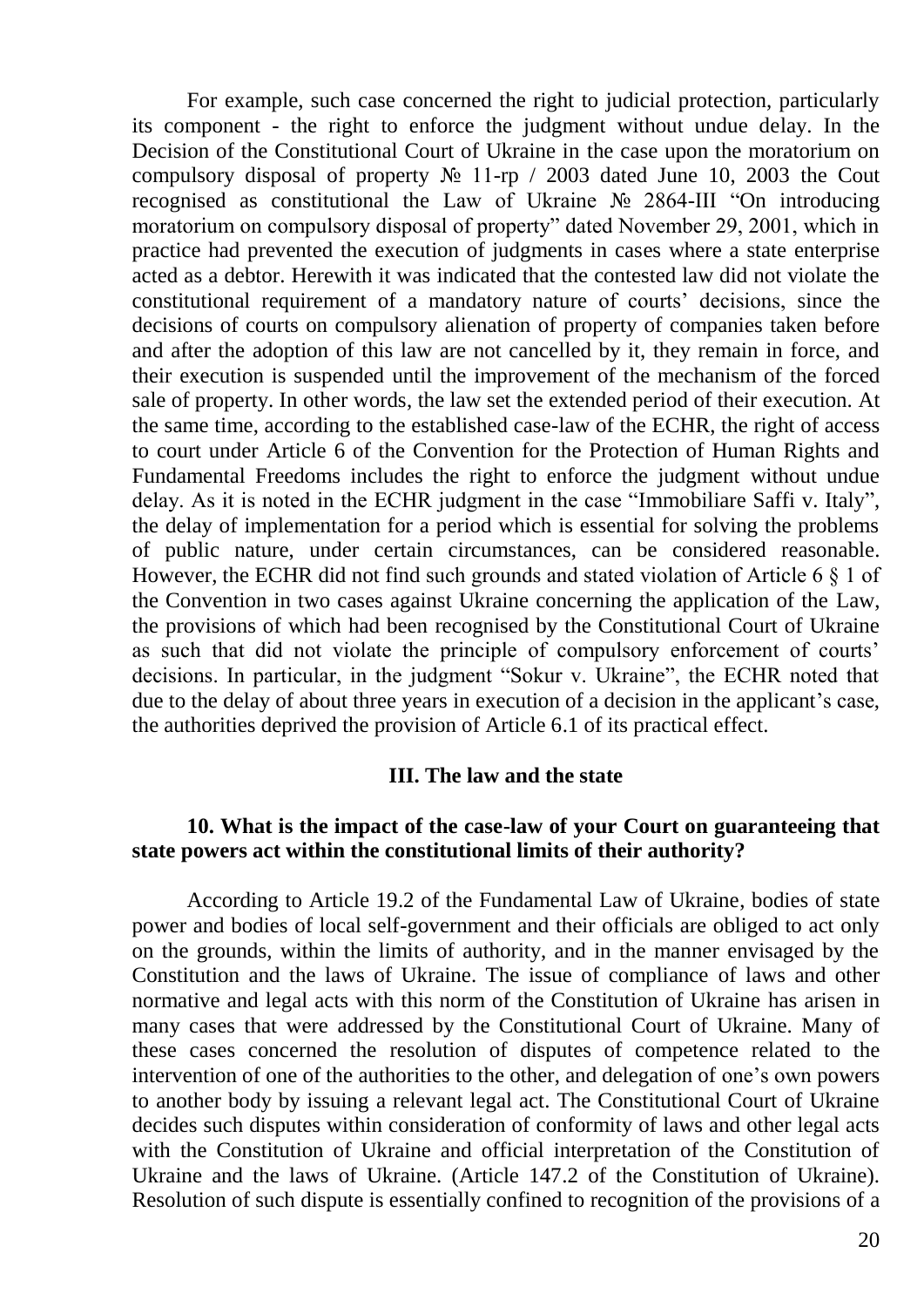For example, such case concerned the right to judicial protection, particularly its component - the right to enforce the judgment without undue delay. In the Decision of the Constitutional Court of Ukraine in the case upon the moratorium on compulsory disposal of property № 11-rp / 2003 dated June 10, 2003 the Cout recognised as constitutional the Law of Ukraine № 2864-III "On introducing moratorium on compulsory disposal of property" dated November 29, 2001, which in practice had prevented the execution of judgments in cases where a state enterprise acted as a debtor. Herewith it was indicated that the contested law did not violate the constitutional requirement of a mandatory nature of courts' decisions, since the decisions of courts on compulsory alienation of property of companies taken before and after the adoption of this law are not cancelled by it, they remain in force, and their execution is suspended until the improvement of the mechanism of the forced sale of property. In other words, the law set the extended period of their execution. At the same time, according to the established case-law of the ECHR, the right of access to court under Article 6 of the Convention for the Protection of Human Rights and Fundamental Freedoms includes the right to enforce the judgment without undue delay. As it is noted in the ECHR judgment in the case "Immobiliare Saffi v. Italy", the delay of implementation for a period which is essential for solving the problems of public nature, under certain circumstances, can be considered reasonable. However, the ECHR did not find such grounds and stated violation of Article 6 § 1 of the Convention in two cases against Ukraine concerning the application of the Law, the provisions of which had been recognised by the Constitutional Court of Ukraine as such that did not violate the principle of compulsory enforcement of courts' decisions. In particular, in the judgment "Sokur v. Ukraine", the ECHR noted that due to the delay of about three years in execution of a decision in the applicant's case, the authorities deprived the provision of Article 6.1 of its practical effect.

## III. The law and the state

### 10. What is the impact of the case-law of your Court on guaranteeing that state powers act within the constitutional limits of their authority?

According to Article 19.2 of the Fundamental Law of Ukraine, bodies of state power and bodies of local self-government and their officials are obliged to act only on the grounds, within the limits of authority, and in the manner envisaged by the Constitution and the laws of Ukraine. The issue of compliance of laws and other normative and legal acts with this norm of the Constitution of Ukraine has arisen in many cases that were addressed by the Constitutional Court of Ukraine. Many of these cases concerned the resolution of disputes of competence related to the intervention of one of the authorities to the other, and delegation of one's own powers to another body by issuing a relevant legal act. The Constitutional Court of Ukraine decides such disputes within consideration of conformity of laws and other legal acts with the Constitution of Ukraine and official interpretation of the Constitution of Ukraine and the laws of Ukraine. (Article 147.2 of the Constitution of Ukraine). Resolution of such dispute is essentially confined to recognition of the provisions of a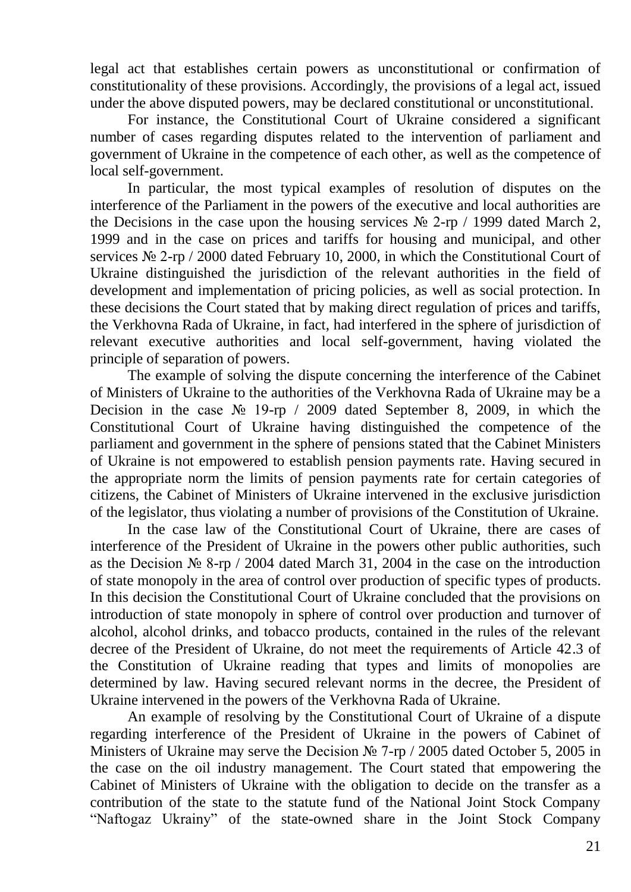legal act that establishes certain powers as unconstitutional or confirmation of constitutionality of these provisions. Accordingly, the provisions of a legal act, issued under the above disputed powers, may be declared constitutional or unconstitutional.

For instance, the Constitutional Court of Ukraine considered a significant number of cases regarding disputes related to the intervention of parliament and government of Ukraine in the competence of each other, as well as the competence of local self-government.

In particular, the most typical examples of resolution of disputes on the interference of the Parliament in the powers of the executive and local authorities are the Decisions in the case upon the housing services № 2-rp / 1999 dated March 2, 1999 and in the case on prices and tariffs for housing and municipal, and other services № 2-rp / 2000 dated February 10, 2000, in which the Constitutional Court of Ukraine distinguished the jurisdiction of the relevant authorities in the field of development and implementation of pricing policies, as well as social protection. In these decisions the Court stated that by making direct regulation of prices and tariffs, the Verkhovna Rada of Ukraine, in fact, had interfered in the sphere of jurisdiction of relevant executive authorities and local self-government, having violated the principle of separation of powers.

The example of solving the dispute concerning the interference of the Cabinet of Ministers of Ukraine to the authorities of the Verkhovna Rada of Ukraine may be a Decision in the case № 19-rp / 2009 dated September 8, 2009, in which the Constitutional Court of Ukraine having distinguished the competence of the parliament and government in the sphere of pensions stated that the Cabinet Ministers of Ukraine is not empowered to establish pension payments rate. Having secured in the appropriate norm the limits of pension payments rate for certain categories of citizens, the Cabinet of Ministers of Ukraine intervened in the exclusive jurisdiction of the legislator, thus violating a number of provisions of the Constitution of Ukraine.

In the case law of the Constitutional Court of Ukraine, there are cases of interference of the President of Ukraine in the powers other public authorities, such as the Decision № 8-rp / 2004 dated March 31, 2004 in the case on the introduction of state monopoly in the area of control over production of specific types of products. In this decision the Constitutional Court of Ukraine concluded that the provisions on introduction of state monopoly in sphere of control over production and turnover of alcohol, alcohol drinks, and tobacco products, contained in the rules of the relevant decree of the President of Ukraine, do not meet the requirements of Article 42.3 of the Constitution of Ukraine reading that types and limits of monopolies are determined by law. Having secured relevant norms in the decree, the President of Ukraine intervened in the powers of the Verkhovna Rada of Ukraine.

An example of resolving by the Constitutional Court of Ukraine of a dispute regarding interference of the President of Ukraine in the powers of Cabinet of Ministers of Ukraine may serve the Decision № 7-rp / 2005 dated October 5, 2005 in the case on the oil industry management. The Court stated that empowering the Cabinet of Ministers of Ukraine with the obligation to decide on the transfer as a contribution of the state to the statute fund of the National Joint Stock Company "Naftogaz Ukrainy" of the state-owned share in the Joint Stock Company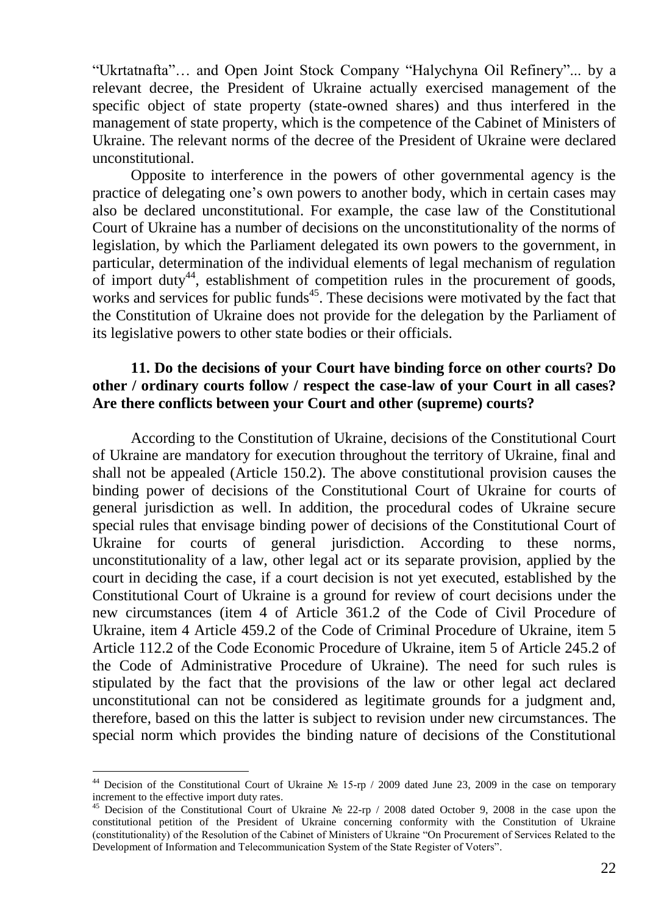"Ukrtatnafta"… and Open Joint Stock Company "Halychyna Oil Refinery"... by a relevant decree, the President of Ukraine actually exercised management of the specific object of state property (state-owned shares) and thus interfered in the management of state property, which is the competence of the Cabinet of Ministers of Ukraine. The relevant norms of the decree of the President of Ukraine were declared unconstitutional.

Opposite to interference in the powers of other governmental agency is the practice of delegating one's own powers to another body, which in certain cases may also be declared unconstitutional. For example, the case law of the Constitutional Court of Ukraine has a number of decisions on the unconstitutionality of the norms of legislation, by which the Parliament delegated its own powers to the government, in particular, determination of the individual elements of legal mechanism of regulation of import duty[44], establishment of competition rules in the procurement of goods, works and services for public funds[45]. These decisions were motivated by the fact that the Constitution of Ukraine does not provide for the delegation by the Parliament of its legislative powers to other state bodies or their officials.

### 11. Do the decisions of your Court have binding force on other courts? Do other / ordinary courts follow / respect the case-law of your Court in all cases? Are there conflicts between your Court and other (supreme) courts?

According to the Constitution of Ukraine, decisions of the Constitutional Court of Ukraine are mandatory for execution throughout the territory of Ukraine, final and shall not be appealed (Article 150.2). The above constitutional provision causes the binding power of decisions of the Constitutional Court of Ukraine for courts of general jurisdiction as well. In addition, the procedural codes of Ukraine secure special rules that envisage binding power of decisions of the Constitutional Court of Ukraine for courts of general jurisdiction. According to these norms, unconstitutionality of a law, other legal act or its separate provision, applied by the court in deciding the case, if a court decision is not yet executed, established by the Constitutional Court of Ukraine is a ground for review of court decisions under the new circumstances (item 4 of Article 361.2 of the Code of Civil Procedure of Ukraine, item 4 Article 459.2 of the Code of Criminal Procedure of Ukraine, item 5 Article 112.2 of the Code Economic Procedure of Ukraine, item 5 of Article 245.2 of the Code of Administrative Procedure of Ukraine). The need for such rules is stipulated by the fact that the provisions of the law or other legal act declared unconstitutional can not be considered as legitimate grounds for a judgment and, therefore, based on this the latter is subject to revision under new circumstances. The special norm which provides the binding nature of decisions of the Constitutional

---

[44] Decision of the Constitutional Court of Ukraine № 15-rp / 2009 dated June 23, 2009 in the case on temporary increment to the effective import duty rates.

[45] Decision of the Constitutional Court of Ukraine № 22-rp / 2008 dated October 9, 2008 in the case upon the constitutional petition of the President of Ukraine concerning conformity with the Constitution of Ukraine (constitutionality) of the Resolution of the Cabinet of Ministers of Ukraine "On Procurement of Services Related to the Development of Information and Telecommunication System of the State Register of Voters".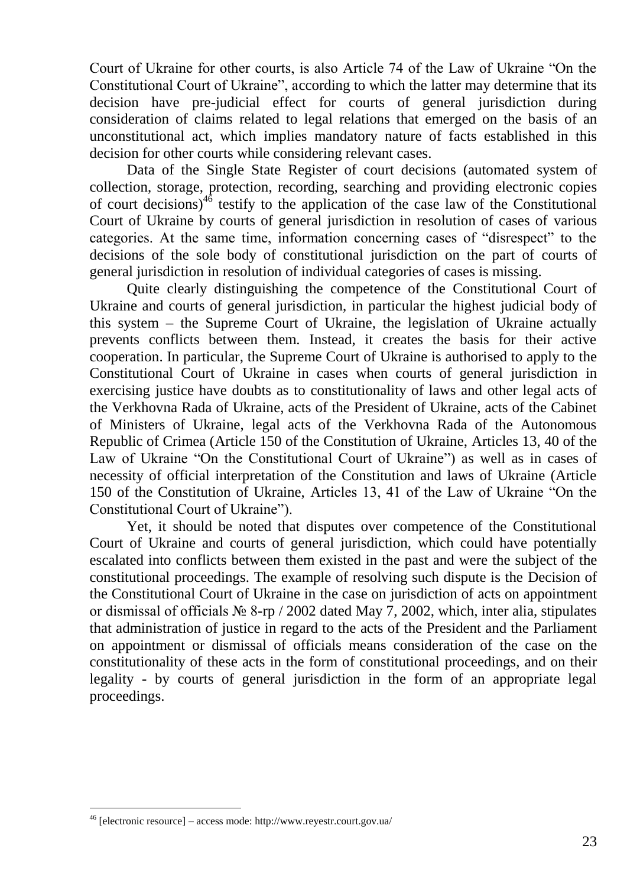Court of Ukraine for other courts, is also Article 74 of the Law of Ukraine "On the Constitutional Court of Ukraine", according to which the latter may determine that its decision have pre-judicial effect for courts of general jurisdiction during consideration of claims related to legal relations that emerged on the basis of an unconstitutional act, which implies mandatory nature of facts established in this decision for other courts while considering relevant cases.

Data of the Single State Register of court decisions (automated system of collection, storage, protection, recording, searching and providing electronic copies of court decisions)[46] testify to the application of the case law of the Constitutional Court of Ukraine by courts of general jurisdiction in resolution of cases of various categories. At the same time, information concerning cases of "disrespect" to the decisions of the sole body of constitutional jurisdiction on the part of courts of general jurisdiction in resolution of individual categories of cases is missing.

Quite clearly distinguishing the competence of the Constitutional Court of Ukraine and courts of general jurisdiction, in particular the highest judicial body of this system – the Supreme Court of Ukraine, the legislation of Ukraine actually prevents conflicts between them. Instead, it creates the basis for their active cooperation. In particular, the Supreme Court of Ukraine is authorised to apply to the Constitutional Court of Ukraine in cases when courts of general jurisdiction in exercising justice have doubts as to constitutionality of laws and other legal acts of the Verkhovna Rada of Ukraine, acts of the President of Ukraine, acts of the Cabinet of Ministers of Ukraine, legal acts of the Verkhovna Rada of the Autonomous Republic of Crimea (Article 150 of the Constitution of Ukraine, Articles 13, 40 of the Law of Ukraine "On the Constitutional Court of Ukraine") as well as in cases of necessity of official interpretation of the Constitution and laws of Ukraine (Article 150 of the Constitution of Ukraine, Articles 13, 41 of the Law of Ukraine "On the Constitutional Court of Ukraine").

Yet, it should be noted that disputes over competence of the Constitutional Court of Ukraine and courts of general jurisdiction, which could have potentially escalated into conflicts between them existed in the past and were the subject of the constitutional proceedings. The example of resolving such dispute is the Decision of the Constitutional Court of Ukraine in the case on jurisdiction of acts on appointment or dismissal of officials № 8-rp / 2002 dated May 7, 2002, which, inter alia, stipulates that administration of justice in regard to the acts of the President and the Parliament on appointment or dismissal of officials means consideration of the case on the constitutionality of these acts in the form of constitutional proceedings, and on their legality - by courts of general jurisdiction in the form of an appropriate legal proceedings.

---

[46] [electronic resource] – access mode: http://www.reyestr.court.gov.ua/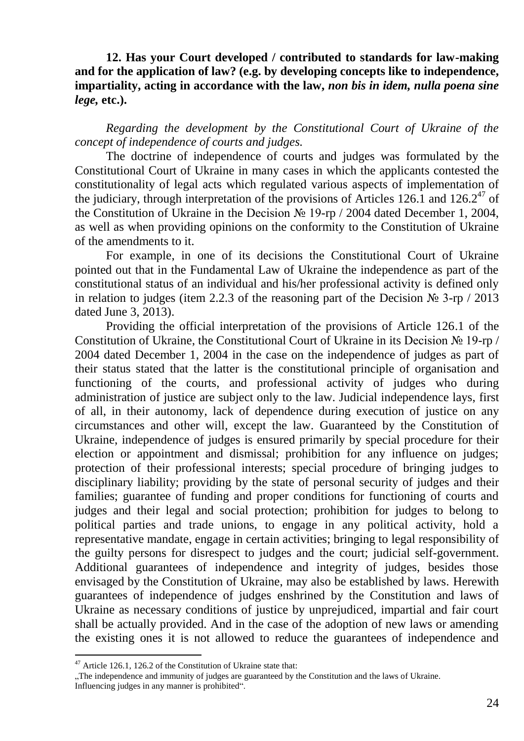**12. Has your Court developed / contributed to standards for law-making and for the application of law? (e.g. by developing concepts like to independence, impartiality, acting in accordance with the law, *non bis in idem, nulla poena sine lege*, etc.).**

*Regarding the development by the Constitutional Court of Ukraine of the concept of independence of courts and judges.*

The doctrine of independence of courts and judges was formulated by the Constitutional Court of Ukraine in many cases in which the applicants contested the constitutionality of legal acts which regulated various aspects of implementation of the judiciary, through interpretation of the provisions of Articles 126.1 and 126.2[47] of the Constitution of Ukraine in the Decision № 19-rp / 2004 dated December 1, 2004, as well as when providing opinions on the conformity to the Constitution of Ukraine of the amendments to it.

For example, in one of its decisions the Constitutional Court of Ukraine pointed out that in the Fundamental Law of Ukraine the independence as part of the constitutional status of an individual and his/her professional activity is defined only in relation to judges (item 2.2.3 of the reasoning part of the Decision № 3-rp / 2013 dated June 3, 2013).

Providing the official interpretation of the provisions of Article 126.1 of the Constitution of Ukraine, the Constitutional Court of Ukraine in its Decision № 19-rp / 2004 dated December 1, 2004 in the case on the independence of judges as part of their status stated that the latter is the constitutional principle of organisation and functioning of the courts, and professional activity of judges who during administration of justice are subject only to the law. Judicial independence lays, first of all, in their autonomy, lack of dependence during execution of justice on any circumstances and other will, except the law. Guaranteed by the Constitution of Ukraine, independence of judges is ensured primarily by special procedure for their election or appointment and dismissal; prohibition for any influence on judges; protection of their professional interests; special procedure of bringing judges to disciplinary liability; providing by the state of personal security of judges and their families; guarantee of funding and proper conditions for functioning of courts and judges and their legal and social protection; prohibition for judges to belong to political parties and trade unions, to engage in any political activity, hold a representative mandate, engage in certain activities; bringing to legal responsibility of the guilty persons for disrespect to judges and the court; judicial self-government. Additional guarantees of independence and integrity of judges, besides those envisaged by the Constitution of Ukraine, may also be established by laws. Herewith guarantees of independence of judges enshrined by the Constitution and laws of Ukraine as necessary conditions of justice by unprejudiced, impartial and fair court shall be actually provided. And in the case of the adoption of new laws or amending the existing ones it is not allowed to reduce the guarantees of independence and

---

[47] Article 126.1, 126.2 of the Constitution of Ukraine state that:
„The independence and immunity of judges are guaranteed by the Constitution and the laws of Ukraine.
Influencing judges in any manner is prohibited".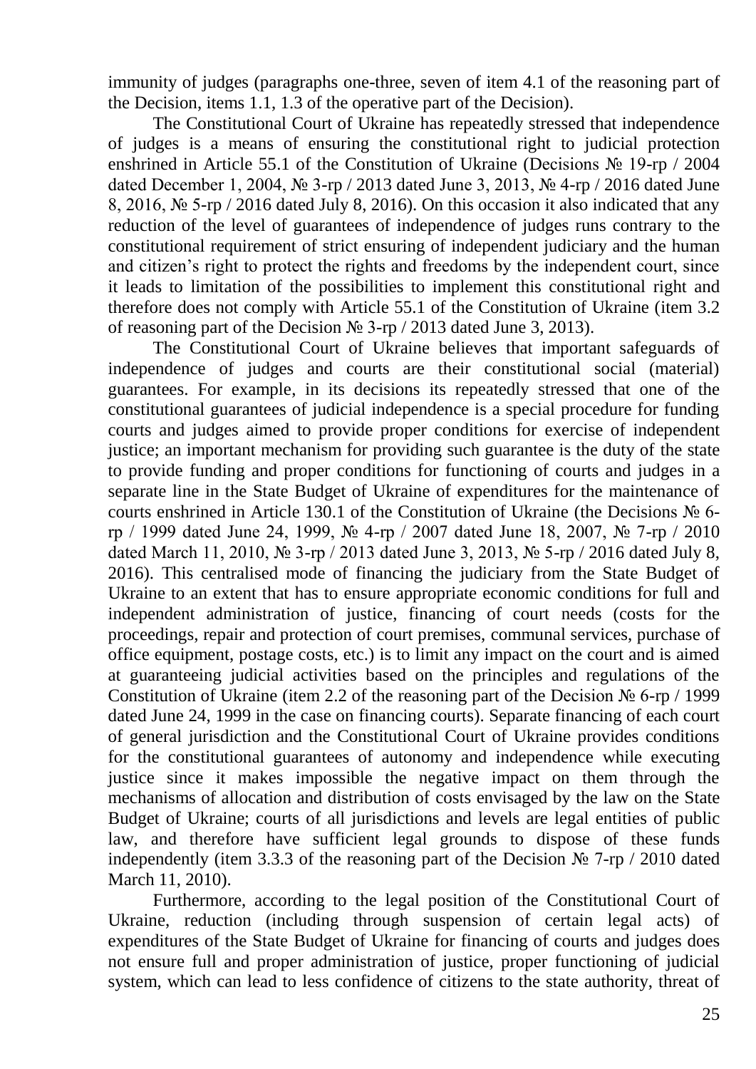immunity of judges (paragraphs one-three, seven of item 4.1 of the reasoning part of the Decision, items 1.1, 1.3 of the operative part of the Decision).

The Constitutional Court of Ukraine has repeatedly stressed that independence of judges is a means of ensuring the constitutional right to judicial protection enshrined in Article 55.1 of the Constitution of Ukraine (Decisions № 19-rp / 2004 dated December 1, 2004, № 3-rp / 2013 dated June 3, 2013, № 4-rp / 2016 dated June 8, 2016, № 5-rp / 2016 dated July 8, 2016). On this occasion it also indicated that any reduction of the level of guarantees of independence of judges runs contrary to the constitutional requirement of strict ensuring of independent judiciary and the human and citizen's right to protect the rights and freedoms by the independent court, since it leads to limitation of the possibilities to implement this constitutional right and therefore does not comply with Article 55.1 of the Constitution of Ukraine (item 3.2 of reasoning part of the Decision № 3-rp / 2013 dated June 3, 2013).

The Constitutional Court of Ukraine believes that important safeguards of independence of judges and courts are their constitutional social (material) guarantees. For example, in its decisions its repeatedly stressed that one of the constitutional guarantees of judicial independence is a special procedure for funding courts and judges aimed to provide proper conditions for exercise of independent justice; an important mechanism for providing such guarantee is the duty of the state to provide funding and proper conditions for functioning of courts and judges in a separate line in the State Budget of Ukraine of expenditures for the maintenance of courts enshrined in Article 130.1 of the Constitution of Ukraine (the Decisions № 6-rp / 1999 dated June 24, 1999, № 4-rp / 2007 dated June 18, 2007, № 7-rp / 2010 dated March 11, 2010, № 3-rp / 2013 dated June 3, 2013, № 5-rp / 2016 dated July 8, 2016). This centralised mode of financing the judiciary from the State Budget of Ukraine to an extent that has to ensure appropriate economic conditions for full and independent administration of justice, financing of court needs (costs for the proceedings, repair and protection of court premises, communal services, purchase of office equipment, postage costs, etc.) is to limit any impact on the court and is aimed at guaranteeing judicial activities based on the principles and regulations of the Constitution of Ukraine (item 2.2 of the reasoning part of the Decision № 6-rp / 1999 dated June 24, 1999 in the case on financing courts). Separate financing of each court of general jurisdiction and the Constitutional Court of Ukraine provides conditions for the constitutional guarantees of autonomy and independence while executing justice since it makes impossible the negative impact on them through the mechanisms of allocation and distribution of costs envisaged by the law on the State Budget of Ukraine; courts of all jurisdictions and levels are legal entities of public law, and therefore have sufficient legal grounds to dispose of these funds independently (item 3.3.3 of the reasoning part of the Decision № 7-rp / 2010 dated March 11, 2010).

Furthermore, according to the legal position of the Constitutional Court of Ukraine, reduction (including through suspension of certain legal acts) of expenditures of the State Budget of Ukraine for financing of courts and judges does not ensure full and proper administration of justice, proper functioning of judicial system, which can lead to less confidence of citizens to the state authority, threat of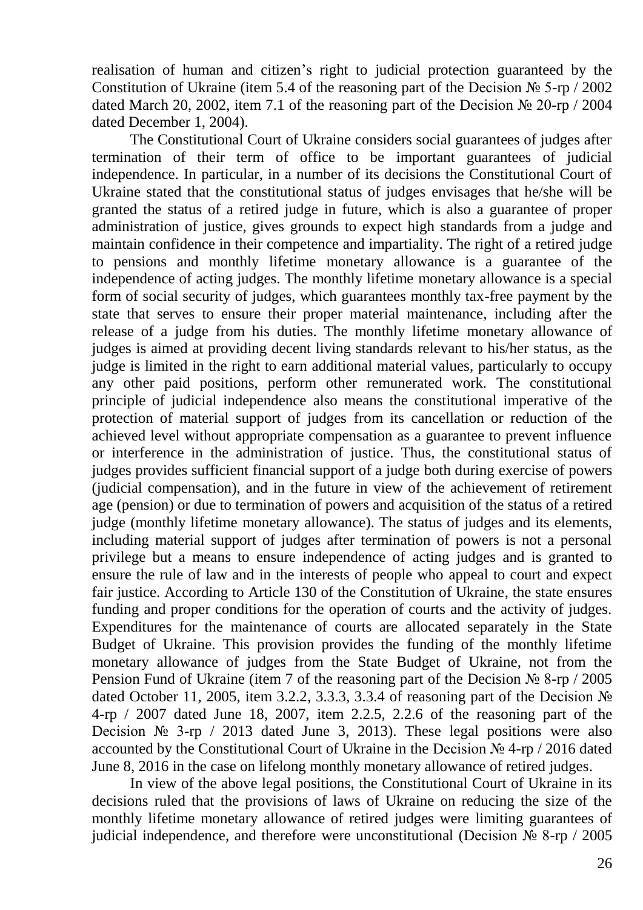realisation of human and citizen's right to judicial protection guaranteed by the Constitution of Ukraine (item 5.4 of the reasoning part of the Decision № 5-rp / 2002 dated March 20, 2002, item 7.1 of the reasoning part of the Decision № 20-rp / 2004 dated December 1, 2004).

The Constitutional Court of Ukraine considers social guarantees of judges after termination of their term of office to be important guarantees of judicial independence. In particular, in a number of its decisions the Constitutional Court of Ukraine stated that the constitutional status of judges envisages that he/she will be granted the status of a retired judge in future, which is also a guarantee of proper administration of justice, gives grounds to expect high standards from a judge and maintain confidence in their competence and impartiality. The right of a retired judge to pensions and monthly lifetime monetary allowance is a guarantee of the independence of acting judges. The monthly lifetime monetary allowance is a special form of social security of judges, which guarantees monthly tax-free payment by the state that serves to ensure their proper material maintenance, including after the release of a judge from his duties. The monthly lifetime monetary allowance of judges is aimed at providing decent living standards relevant to his/her status, as the judge is limited in the right to earn additional material values, particularly to occupy any other paid positions, perform other remunerated work. The constitutional principle of judicial independence also means the constitutional imperative of the protection of material support of judges from its cancellation or reduction of the achieved level without appropriate compensation as a guarantee to prevent influence or interference in the administration of justice. Thus, the constitutional status of judges provides sufficient financial support of a judge both during exercise of powers (judicial compensation), and in the future in view of the achievement of retirement age (pension) or due to termination of powers and acquisition of the status of a retired judge (monthly lifetime monetary allowance). The status of judges and its elements, including material support of judges after termination of powers is not a personal privilege but a means to ensure independence of acting judges and is granted to ensure the rule of law and in the interests of people who appeal to court and expect fair justice. According to Article 130 of the Constitution of Ukraine, the state ensures funding and proper conditions for the operation of courts and the activity of judges. Expenditures for the maintenance of courts are allocated separately in the State Budget of Ukraine. This provision provides the funding of the monthly lifetime monetary allowance of judges from the State Budget of Ukraine, not from the Pension Fund of Ukraine (item 7 of the reasoning part of the Decision № 8-rp / 2005 dated October 11, 2005, item 3.2.2, 3.3.3, 3.3.4 of reasoning part of the Decision № 4-rp / 2007 dated June 18, 2007, item 2.2.5, 2.2.6 of the reasoning part of the Decision № 3-rp / 2013 dated June 3, 2013). These legal positions were also accounted by the Constitutional Court of Ukraine in the Decision № 4-rp / 2016 dated June 8, 2016 in the case on lifelong monthly monetary allowance of retired judges.

In view of the above legal positions, the Constitutional Court of Ukraine in its decisions ruled that the provisions of laws of Ukraine on reducing the size of the monthly lifetime monetary allowance of retired judges were limiting guarantees of judicial independence, and therefore were unconstitutional (Decision № 8-rp / 2005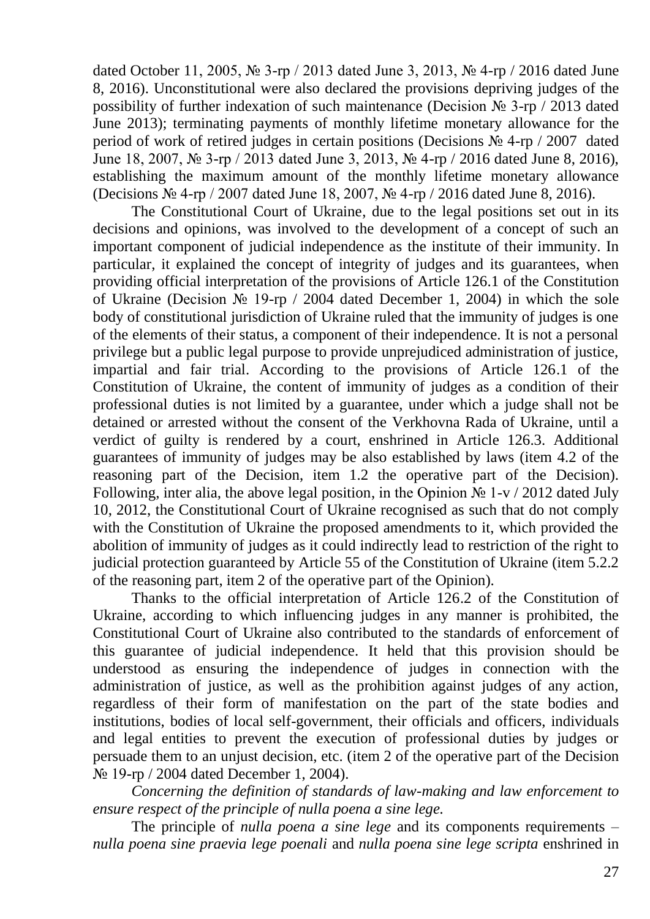dated October 11, 2005, № 3-rp / 2013 dated June 3, 2013, № 4-rp / 2016 dated June 8, 2016). Unconstitutional were also declared the provisions depriving judges of the possibility of further indexation of such maintenance (Decision № 3-rp / 2013 dated June 2013); terminating payments of monthly lifetime monetary allowance for the period of work of retired judges in certain positions (Decisions № 4-rp / 2007 dated June 18, 2007, № 3-rp / 2013 dated June 3, 2013, № 4-rp / 2016 dated June 8, 2016), establishing the maximum amount of the monthly lifetime monetary allowance (Decisions № 4-rp / 2007 dated June 18, 2007, № 4-rp / 2016 dated June 8, 2016).

The Constitutional Court of Ukraine, due to the legal positions set out in its decisions and opinions, was involved to the development of a concept of such an important component of judicial independence as the institute of their immunity. In particular, it explained the concept of integrity of judges and its guarantees, when providing official interpretation of the provisions of Article 126.1 of the Constitution of Ukraine (Decision № 19-rp / 2004 dated December 1, 2004) in which the sole body of constitutional jurisdiction of Ukraine ruled that the immunity of judges is one of the elements of their status, a component of their independence. It is not a personal privilege but a public legal purpose to provide unprejudiced administration of justice, impartial and fair trial. According to the provisions of Article 126.1 of the Constitution of Ukraine, the content of immunity of judges as a condition of their professional duties is not limited by a guarantee, under which a judge shall not be detained or arrested without the consent of the Verkhovna Rada of Ukraine, until a verdict of guilty is rendered by a court, enshrined in Article 126.3. Additional guarantees of immunity of judges may be also established by laws (item 4.2 of the reasoning part of the Decision, item 1.2 the operative part of the Decision). Following, inter alia, the above legal position, in the Opinion № 1-v / 2012 dated July 10, 2012, the Constitutional Court of Ukraine recognised as such that do not comply with the Constitution of Ukraine the proposed amendments to it, which provided the abolition of immunity of judges as it could indirectly lead to restriction of the right to judicial protection guaranteed by Article 55 of the Constitution of Ukraine (item 5.2.2 of the reasoning part, item 2 of the operative part of the Opinion).

Thanks to the official interpretation of Article 126.2 of the Constitution of Ukraine, according to which influencing judges in any manner is prohibited, the Constitutional Court of Ukraine also contributed to the standards of enforcement of this guarantee of judicial independence. It held that this provision should be understood as ensuring the independence of judges in connection with the administration of justice, as well as the prohibition against judges of any action, regardless of their form of manifestation on the part of the state bodies and institutions, bodies of local self-government, their officials and officers, individuals and legal entities to prevent the execution of professional duties by judges or persuade them to an unjust decision, etc. (item 2 of the operative part of the Decision № 19-rp / 2004 dated December 1, 2004).

*Concerning the definition of standards of law-making and law enforcement to ensure respect of the principle of nulla poena a sine lege.*

The principle of *nulla poena a sine lege* and its components requirements – *nulla poena sine praevia lege poenali* and *nulla poena sine lege scripta* enshrined in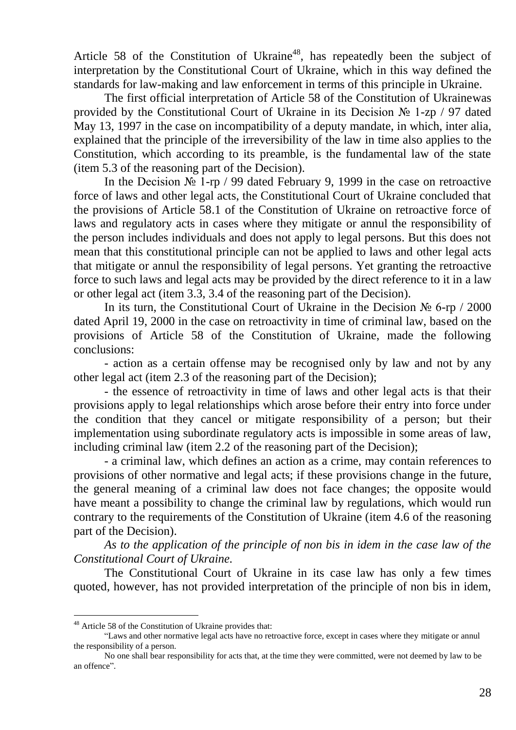Article 58 of the Constitution of Ukraine[48], has repeatedly been the subject of interpretation by the Constitutional Court of Ukraine, which in this way defined the standards for law-making and law enforcement in terms of this principle in Ukraine.

The first official interpretation of Article 58 of the Constitution of Ukrainewas provided by the Constitutional Court of Ukraine in its Decision № 1-zp / 97 dated May 13, 1997 in the case on incompatibility of a deputy mandate, in which, inter alia, explained that the principle of the irreversibility of the law in time also applies to the Constitution, which according to its preamble, is the fundamental law of the state (item 5.3 of the reasoning part of the Decision).

In the Decision № 1-rp / 99 dated February 9, 1999 in the case on retroactive force of laws and other legal acts, the Constitutional Court of Ukraine concluded that the provisions of Article 58.1 of the Constitution of Ukraine on retroactive force of laws and regulatory acts in cases where they mitigate or annul the responsibility of the person includes individuals and does not apply to legal persons. But this does not mean that this constitutional principle can not be applied to laws and other legal acts that mitigate or annul the responsibility of legal persons. Yet granting the retroactive force to such laws and legal acts may be provided by the direct reference to it in a law or other legal act (item 3.3, 3.4 of the reasoning part of the Decision).

In its turn, the Constitutional Court of Ukraine in the Decision № 6-rp / 2000 dated April 19, 2000 in the case on retroactivity in time of criminal law, based on the provisions of Article 58 of the Constitution of Ukraine, made the following conclusions:

- action as a certain offense may be recognised only by law and not by any other legal act (item 2.3 of the reasoning part of the Decision);
- the essence of retroactivity in time of laws and other legal acts is that their provisions apply to legal relationships which arose before their entry into force under the condition that they cancel or mitigate responsibility of a person; but their implementation using subordinate regulatory acts is impossible in some areas of law, including criminal law (item 2.2 of the reasoning part of the Decision);
- a criminal law, which defines an action as a crime, may contain references to provisions of other normative and legal acts; if these provisions change in the future, the general meaning of a criminal law does not face changes; the opposite would have meant a possibility to change the criminal law by regulations, which would run contrary to the requirements of the Constitution of Ukraine (item 4.6 of the reasoning part of the Decision).

*As to the application of the principle of non bis in idem in the case law of the Constitutional Court of Ukraine.*

The Constitutional Court of Ukraine in its case law has only a few times quoted, however, has not provided interpretation of the principle of non bis in idem,

---

[48] Article 58 of the Constitution of Ukraine provides that:

"Laws and other normative legal acts have no retroactive force, except in cases where they mitigate or annul the responsibility of a person.

No one shall bear responsibility for acts that, at the time they were committed, were not deemed by law to be an offence".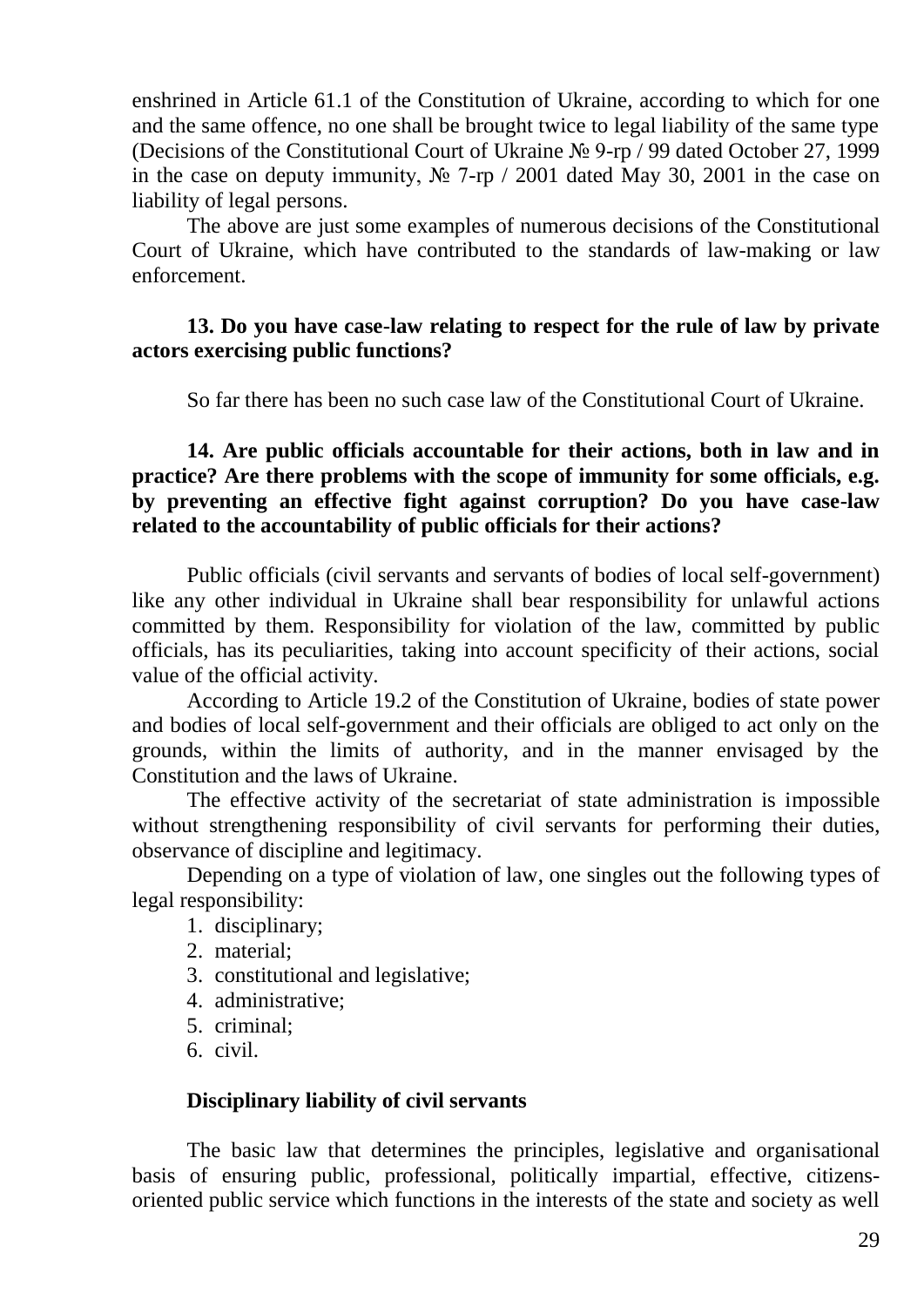enshrined in Article 61.1 of the Constitution of Ukraine, according to which for one and the same offence, no one shall be brought twice to legal liability of the same type (Decisions of the Constitutional Court of Ukraine № 9-rp / 99 dated October 27, 1999 in the case on deputy immunity, № 7-rp / 2001 dated May 30, 2001 in the case on liability of legal persons.

The above are just some examples of numerous decisions of the Constitutional Court of Ukraine, which have contributed to the standards of law-making or law enforcement.

**13. Do you have case-law relating to respect for the rule of law by private actors exercising public functions?**

So far there has been no such case law of the Constitutional Court of Ukraine.

**14. Are public officials accountable for their actions, both in law and in practice? Are there problems with the scope of immunity for some officials, e.g. by preventing an effective fight against corruption? Do you have case-law related to the accountability of public officials for their actions?**

Public officials (civil servants and servants of bodies of local self-government) like any other individual in Ukraine shall bear responsibility for unlawful actions committed by them. Responsibility for violation of the law, committed by public officials, has its peculiarities, taking into account specificity of their actions, social value of the official activity.

According to Article 19.2 of the Constitution of Ukraine, bodies of state power and bodies of local self-government and their officials are obliged to act only on the grounds, within the limits of authority, and in the manner envisaged by the Constitution and the laws of Ukraine.

The effective activity of the secretariat of state administration is impossible without strengthening responsibility of civil servants for performing their duties, observance of discipline and legitimacy.

Depending on a type of violation of law, one singles out the following types of legal responsibility:

1. disciplinary;
2. material;
3. constitutional and legislative;
4. administrative;
5. criminal;
6. civil.

**Disciplinary liability of civil servants**

The basic law that determines the principles, legislative and organisational basis of ensuring public, professional, politically impartial, effective, citizens-oriented public service which functions in the interests of the state and society as well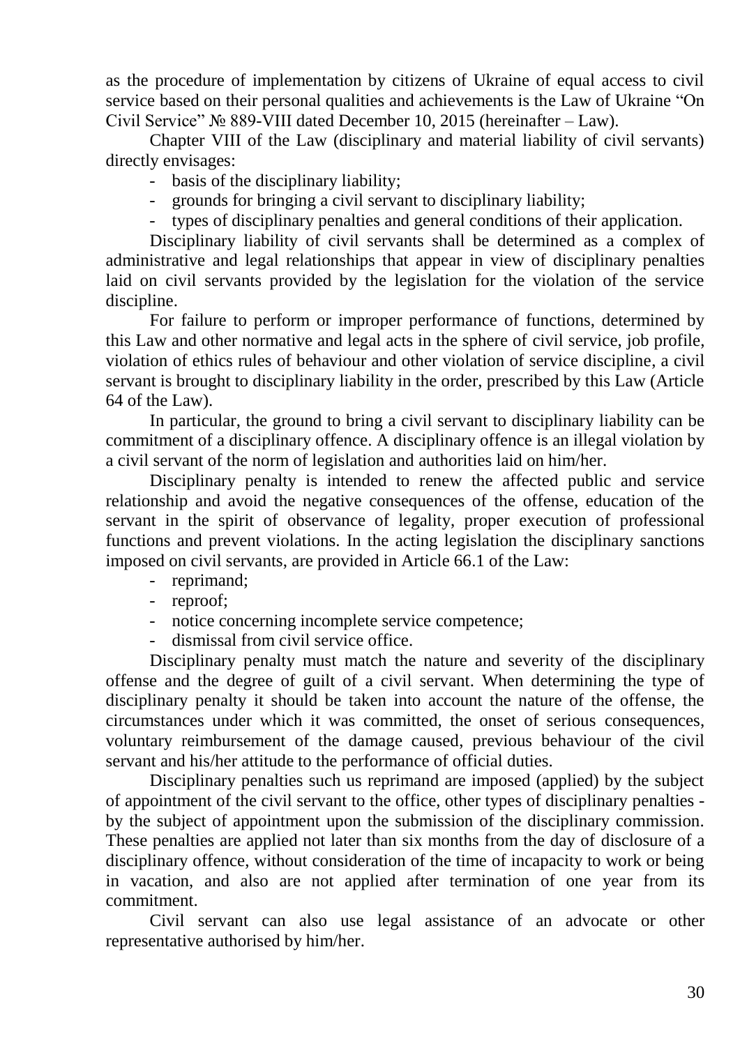as the procedure of implementation by citizens of Ukraine of equal access to civil service based on their personal qualities and achievements is the Law of Ukraine "On Civil Service" № 889-VIII dated December 10, 2015 (hereinafter – Law).

Chapter VIII of the Law (disciplinary and material liability of civil servants) directly envisages:

- basis of the disciplinary liability;
- grounds for bringing a civil servant to disciplinary liability;
- types of disciplinary penalties and general conditions of their application.

Disciplinary liability of civil servants shall be determined as a complex of administrative and legal relationships that appear in view of disciplinary penalties laid on civil servants provided by the legislation for the violation of the service discipline.

For failure to perform or improper performance of functions, determined by this Law and other normative and legal acts in the sphere of civil service, job profile, violation of ethics rules of behaviour and other violation of service discipline, a civil servant is brought to disciplinary liability in the order, prescribed by this Law (Article 64 of the Law).

In particular, the ground to bring a civil servant to disciplinary liability can be commitment of a disciplinary offence. A disciplinary offence is an illegal violation by a civil servant of the norm of legislation and authorities laid on him/her.

Disciplinary penalty is intended to renew the affected public and service relationship and avoid the negative consequences of the offense, education of the servant in the spirit of observance of legality, proper execution of professional functions and prevent violations. In the acting legislation the disciplinary sanctions imposed on civil servants, are provided in Article 66.1 of the Law:

- reprimand;
- reproof;
- notice concerning incomplete service competence;
- dismissal from civil service office.

Disciplinary penalty must match the nature and severity of the disciplinary offense and the degree of guilt of a civil servant. When determining the type of disciplinary penalty it should be taken into account the nature of the offense, the circumstances under which it was committed, the onset of serious consequences, voluntary reimbursement of the damage caused, previous behaviour of the civil servant and his/her attitude to the performance of official duties.

Disciplinary penalties such us reprimand are imposed (applied) by the subject of appointment of the civil servant to the office, other types of disciplinary penalties - by the subject of appointment upon the submission of the disciplinary commission. These penalties are applied not later than six months from the day of disclosure of a disciplinary offence, without consideration of the time of incapacity to work or being in vacation, and also are not applied after termination of one year from its commitment.

Civil servant can also use legal assistance of an advocate or other representative authorised by him/her.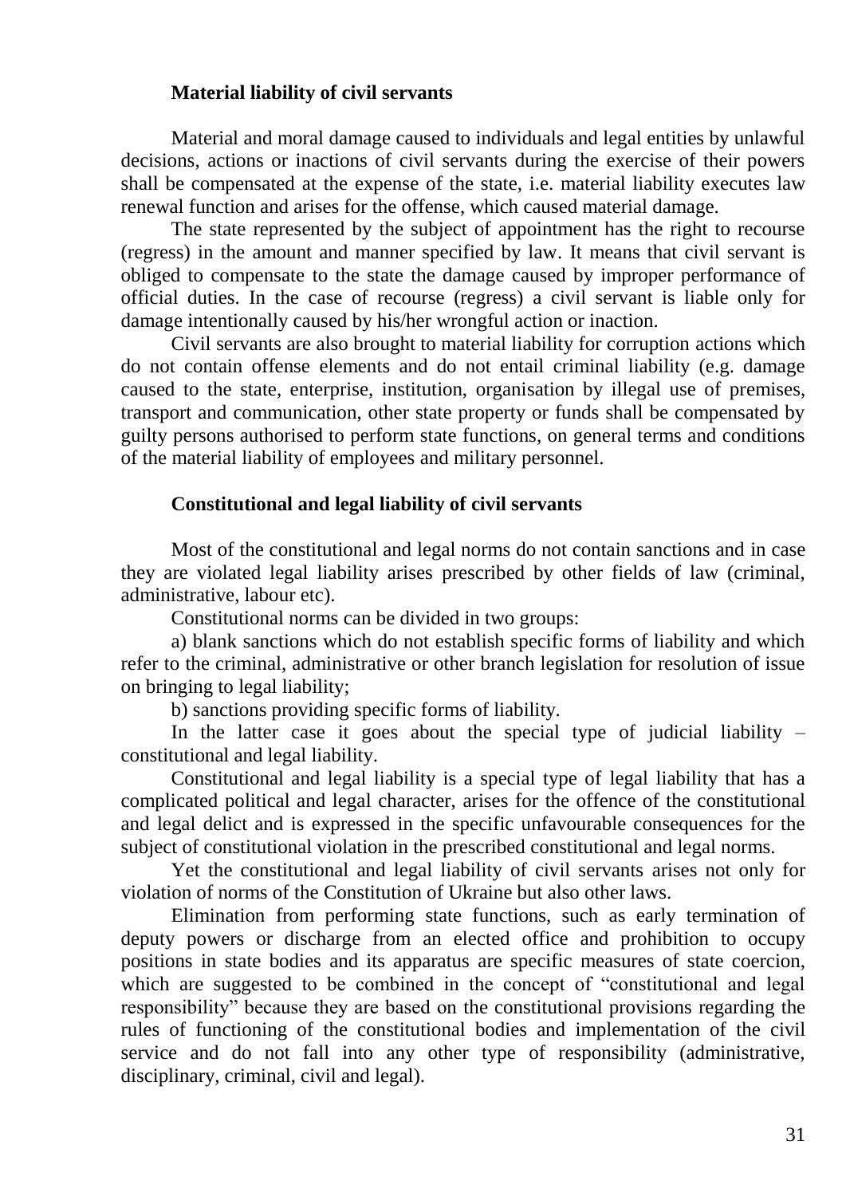### Material liability of civil servants

Material and moral damage caused to individuals and legal entities by unlawful decisions, actions or inactions of civil servants during the exercise of their powers shall be compensated at the expense of the state, i.e. material liability executes law renewal function and arises for the offense, which caused material damage.

The state represented by the subject of appointment has the right to recourse (regress) in the amount and manner specified by law. It means that civil servant is obliged to compensate to the state the damage caused by improper performance of official duties. In the case of recourse (regress) a civil servant is liable only for damage intentionally caused by his/her wrongful action or inaction.

Civil servants are also brought to material liability for corruption actions which do not contain offense elements and do not entail criminal liability (e.g. damage caused to the state, enterprise, institution, organisation by illegal use of premises, transport and communication, other state property or funds shall be compensated by guilty persons authorised to perform state functions, on general terms and conditions of the material liability of employees and military personnel.

### Constitutional and legal liability of civil servants

Most of the constitutional and legal norms do not contain sanctions and in case they are violated legal liability arises prescribed by other fields of law (criminal, administrative, labour etc).

Constitutional norms can be divided in two groups:

a) blank sanctions which do not establish specific forms of liability and which refer to the criminal, administrative or other branch legislation for resolution of issue on bringing to legal liability;

b) sanctions providing specific forms of liability.

In the latter case it goes about the special type of judicial liability – constitutional and legal liability.

Constitutional and legal liability is a special type of legal liability that has a complicated political and legal character, arises for the offence of the constitutional and legal delict and is expressed in the specific unfavourable consequences for the subject of constitutional violation in the prescribed constitutional and legal norms.

Yet the constitutional and legal liability of civil servants arises not only for violation of norms of the Constitution of Ukraine but also other laws.

Elimination from performing state functions, such as early termination of deputy powers or discharge from an elected office and prohibition to occupy positions in state bodies and its apparatus are specific measures of state coercion, which are suggested to be combined in the concept of "constitutional and legal responsibility" because they are based on the constitutional provisions regarding the rules of functioning of the constitutional bodies and implementation of the civil service and do not fall into any other type of responsibility (administrative, disciplinary, criminal, civil and legal).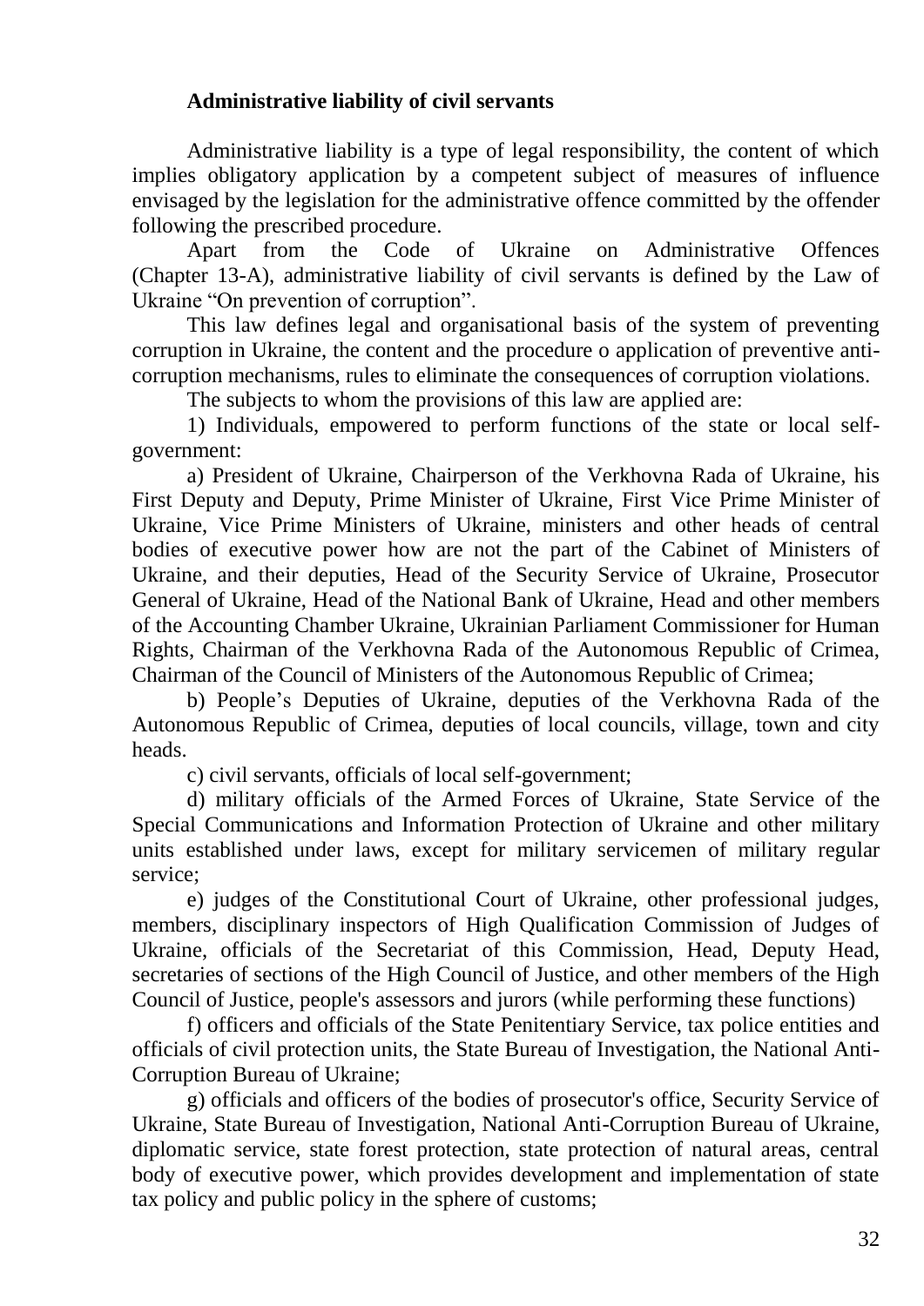**Administrative liability of civil servants**

Administrative liability is a type of legal responsibility, the content of which implies obligatory application by a competent subject of measures of influence envisaged by the legislation for the administrative offence committed by the offender following the prescribed procedure.

Apart from the Code of Ukraine on Administrative Offences (Chapter 13-A), administrative liability of civil servants is defined by the Law of Ukraine “On prevention of corruption”.

This law defines legal and organisational basis of the system of preventing corruption in Ukraine, the content and the procedure o application of preventive anti-corruption mechanisms, rules to eliminate the consequences of corruption violations.

The subjects to whom the provisions of this law are applied are:

1) Individuals, empowered to perform functions of the state or local self-government:

a) President of Ukraine, Chairperson of the Verkhovna Rada of Ukraine, his First Deputy and Deputy, Prime Minister of Ukraine, First Vice Prime Minister of Ukraine, Vice Prime Ministers of Ukraine, ministers and other heads of central bodies of executive power how are not the part of the Cabinet of Ministers of Ukraine, and their deputies, Head of the Security Service of Ukraine, Prosecutor General of Ukraine, Head of the National Bank of Ukraine, Head and other members of the Accounting Chamber Ukraine, Ukrainian Parliament Commissioner for Human Rights, Chairman of the Verkhovna Rada of the Autonomous Republic of Crimea, Chairman of the Council of Ministers of the Autonomous Republic of Crimea;

b) People’s Deputies of Ukraine, deputies of the Verkhovna Rada of the Autonomous Republic of Crimea, deputies of local councils, village, town and city heads.

c) civil servants, officials of local self-government;

d) military officials of the Armed Forces of Ukraine, State Service of the Special Communications and Information Protection of Ukraine and other military units established under laws, except for military servicemen of military regular service;

e) judges of the Constitutional Court of Ukraine, other professional judges, members, disciplinary inspectors of High Qualification Commission of Judges of Ukraine, officials of the Secretariat of this Commission, Head, Deputy Head, secretaries of sections of the High Council of Justice, and other members of the High Council of Justice, people's assessors and jurors (while performing these functions)

f) officers and officials of the State Penitentiary Service, tax police entities and officials of civil protection units, the State Bureau of Investigation, the National Anti-Corruption Bureau of Ukraine;

g) officials and officers of the bodies of prosecutor's office, Security Service of Ukraine, State Bureau of Investigation, National Anti-Corruption Bureau of Ukraine, diplomatic service, state forest protection, state protection of natural areas, central body of executive power, which provides development and implementation of state tax policy and public policy in the sphere of customs;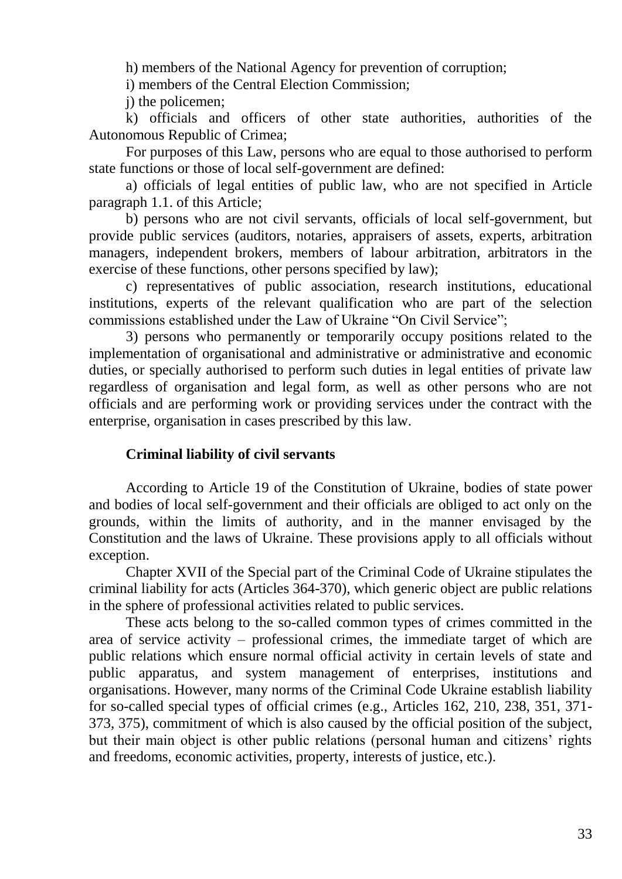h) members of the National Agency for prevention of corruption;

i) members of the Central Election Commission;

j) the policemen;

k) officials and officers of other state authorities, authorities of the Autonomous Republic of Crimea;

For purposes of this Law, persons who are equal to those authorised to perform state functions or those of local self-government are defined:

a) officials of legal entities of public law, who are not specified in Article paragraph 1.1. of this Article;

b) persons who are not civil servants, officials of local self-government, but provide public services (auditors, notaries, appraisers of assets, experts, arbitration managers, independent brokers, members of labour arbitration, arbitrators in the exercise of these functions, other persons specified by law);

c) representatives of public association, research institutions, educational institutions, experts of the relevant qualification who are part of the selection commissions established under the Law of Ukraine "On Civil Service";

3) persons who permanently or temporarily occupy positions related to the implementation of organisational and administrative or administrative and economic duties, or specially authorised to perform such duties in legal entities of private law regardless of organisation and legal form, as well as other persons who are not officials and are performing work or providing services under the contract with the enterprise, organisation in cases prescribed by this law.

**Criminal liability of civil servants**

According to Article 19 of the Constitution of Ukraine, bodies of state power and bodies of local self-government and their officials are obliged to act only on the grounds, within the limits of authority, and in the manner envisaged by the Constitution and the laws of Ukraine. These provisions apply to all officials without exception.

Chapter XVII of the Special part of the Criminal Code of Ukraine stipulates the criminal liability for acts (Articles 364-370), which generic object are public relations in the sphere of professional activities related to public services.

These acts belong to the so-called common types of crimes committed in the area of service activity – professional crimes, the immediate target of which are public relations which ensure normal official activity in certain levels of state and public apparatus, and system management of enterprises, institutions and organisations. However, many norms of the Criminal Code Ukraine establish liability for so-called special types of official crimes (e.g., Articles 162, 210, 238, 351, 371-373, 375), commitment of which is also caused by the official position of the subject, but their main object is other public relations (personal human and citizens' rights and freedoms, economic activities, property, interests of justice, etc.).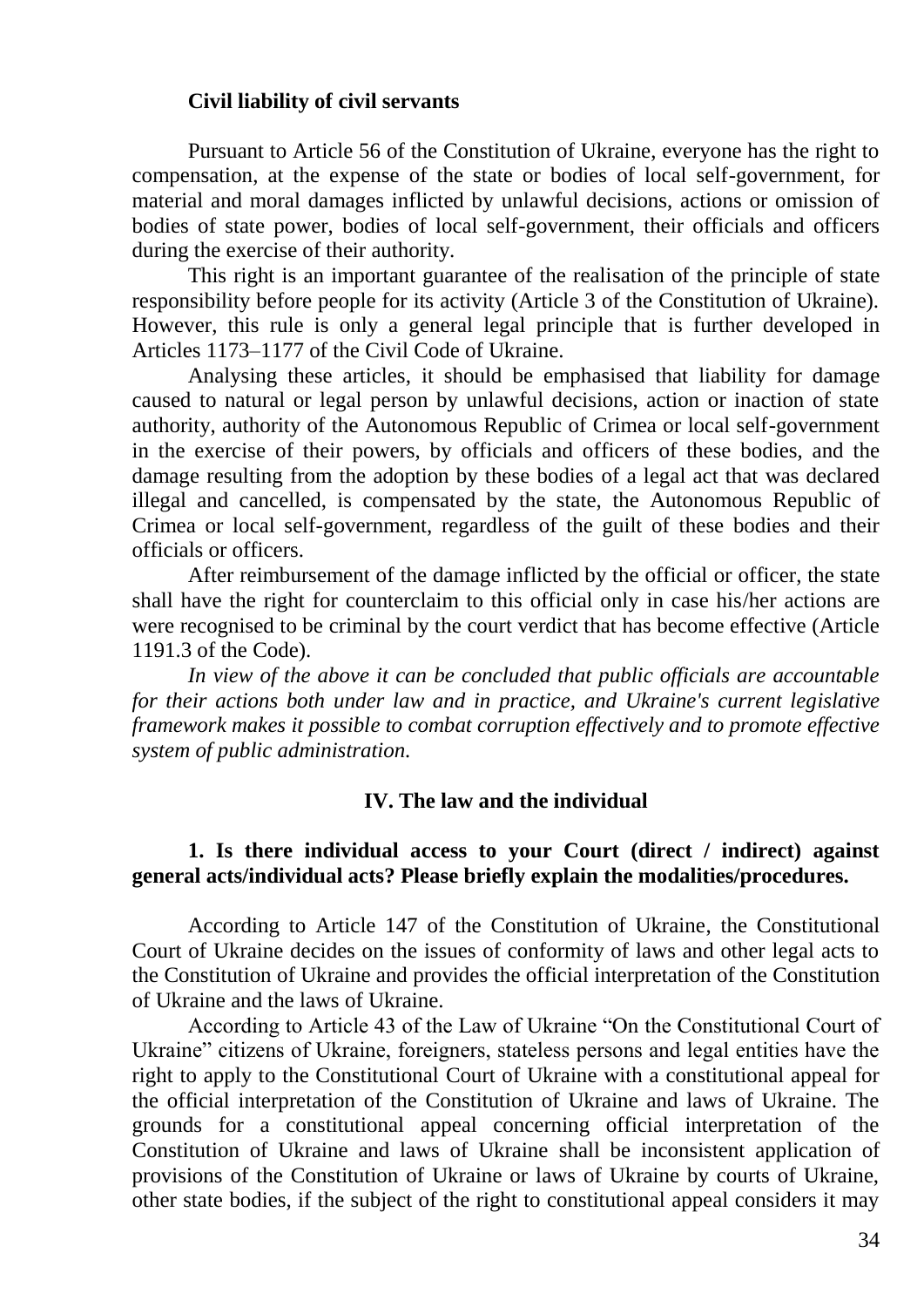**Civil liability of civil servants**

Pursuant to Article 56 of the Constitution of Ukraine, everyone has the right to compensation, at the expense of the state or bodies of local self-government, for material and moral damages inflicted by unlawful decisions, actions or omission of bodies of state power, bodies of local self-government, their officials and officers during the exercise of their authority.

This right is an important guarantee of the realisation of the principle of state responsibility before people for its activity (Article 3 of the Constitution of Ukraine). However, this rule is only a general legal principle that is further developed in Articles 1173–1177 of the Civil Code of Ukraine.

Analysing these articles, it should be emphasised that liability for damage caused to natural or legal person by unlawful decisions, action or inaction of state authority, authority of the Autonomous Republic of Crimea or local self-government in the exercise of their powers, by officials and officers of these bodies, and the damage resulting from the adoption by these bodies of a legal act that was declared illegal and cancelled, is compensated by the state, the Autonomous Republic of Crimea or local self-government, regardless of the guilt of these bodies and their officials or officers.

After reimbursement of the damage inflicted by the official or officer, the state shall have the right for counterclaim to this official only in case his/her actions are were recognised to be criminal by the court verdict that has become effective (Article 1191.3 of the Code).

*In view of the above it can be concluded that public officials are accountable for their actions both under law and in practice, and Ukraine's current legislative framework makes it possible to combat corruption effectively and to promote effective system of public administration.*

## IV. The law and the individual

### 1. Is there individual access to your Court (direct / indirect) against general acts/individual acts? Please briefly explain the modalities/procedures.

According to Article 147 of the Constitution of Ukraine, the Constitutional Court of Ukraine decides on the issues of conformity of laws and other legal acts to the Constitution of Ukraine and provides the official interpretation of the Constitution of Ukraine and the laws of Ukraine.

According to Article 43 of the Law of Ukraine "On the Constitutional Court of Ukraine" citizens of Ukraine, foreigners, stateless persons and legal entities have the right to apply to the Constitutional Court of Ukraine with a constitutional appeal for the official interpretation of the Constitution of Ukraine and laws of Ukraine. The grounds for a constitutional appeal concerning official interpretation of the Constitution of Ukraine and laws of Ukraine shall be inconsistent application of provisions of the Constitution of Ukraine or laws of Ukraine by courts of Ukraine, other state bodies, if the subject of the right to constitutional appeal considers it may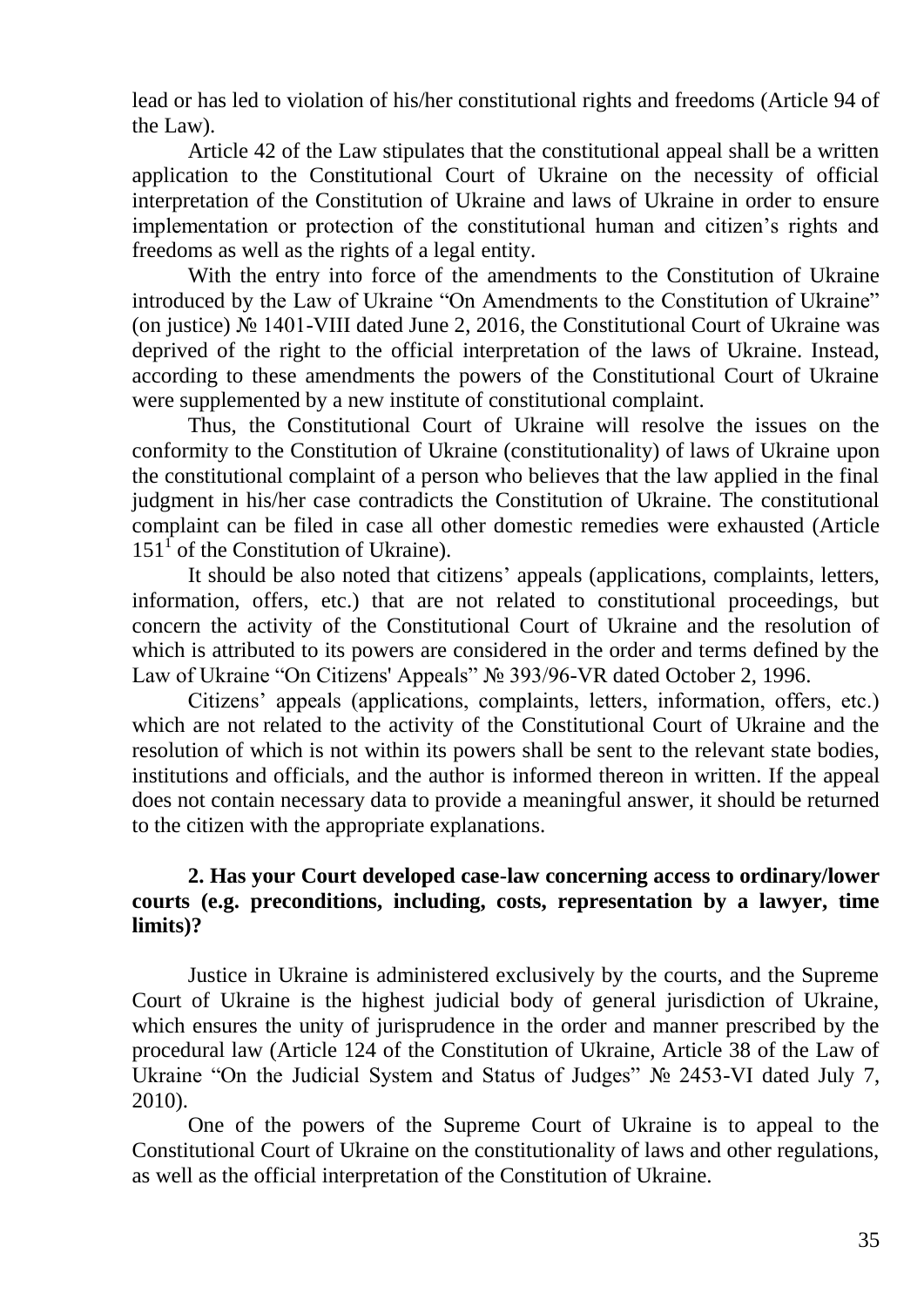lead or has led to violation of his/her constitutional rights and freedoms (Article 94 of the Law).

Article 42 of the Law stipulates that the constitutional appeal shall be a written application to the Constitutional Court of Ukraine on the necessity of official interpretation of the Constitution of Ukraine and laws of Ukraine in order to ensure implementation or protection of the constitutional human and citizen's rights and freedoms as well as the rights of a legal entity.

With the entry into force of the amendments to the Constitution of Ukraine introduced by the Law of Ukraine "On Amendments to the Constitution of Ukraine" (on justice) № 1401-VIII dated June 2, 2016, the Constitutional Court of Ukraine was deprived of the right to the official interpretation of the laws of Ukraine. Instead, according to these amendments the powers of the Constitutional Court of Ukraine were supplemented by a new institute of constitutional complaint.

Thus, the Constitutional Court of Ukraine will resolve the issues on the conformity to the Constitution of Ukraine (constitutionality) of laws of Ukraine upon the constitutional complaint of a person who believes that the law applied in the final judgment in his/her case contradicts the Constitution of Ukraine. The constitutional complaint can be filed in case all other domestic remedies were exhausted (Article $151^1$ of the Constitution of Ukraine).

It should be also noted that citizens' appeals (applications, complaints, letters, information, offers, etc.) that are not related to constitutional proceedings, but concern the activity of the Constitutional Court of Ukraine and the resolution of which is attributed to its powers are considered in the order and terms defined by the Law of Ukraine "On Citizens' Appeals" № 393/96-VR dated October 2, 1996.

Citizens' appeals (applications, complaints, letters, information, offers, etc.) which are not related to the activity of the Constitutional Court of Ukraine and the resolution of which is not within its powers shall be sent to the relevant state bodies, institutions and officials, and the author is informed thereon in written. If the appeal does not contain necessary data to provide a meaningful answer, it should be returned to the citizen with the appropriate explanations.

**2. Has your Court developed case-law concerning access to ordinary/lower courts (e.g. preconditions, including, costs, representation by a lawyer, time limits)?**

Justice in Ukraine is administered exclusively by the courts, and the Supreme Court of Ukraine is the highest judicial body of general jurisdiction of Ukraine, which ensures the unity of jurisprudence in the order and manner prescribed by the procedural law (Article 124 of the Constitution of Ukraine, Article 38 of the Law of Ukraine "On the Judicial System and Status of Judges" № 2453-VI dated July 7, 2010).

One of the powers of the Supreme Court of Ukraine is to appeal to the Constitutional Court of Ukraine on the constitutionality of laws and other regulations, as well as the official interpretation of the Constitution of Ukraine.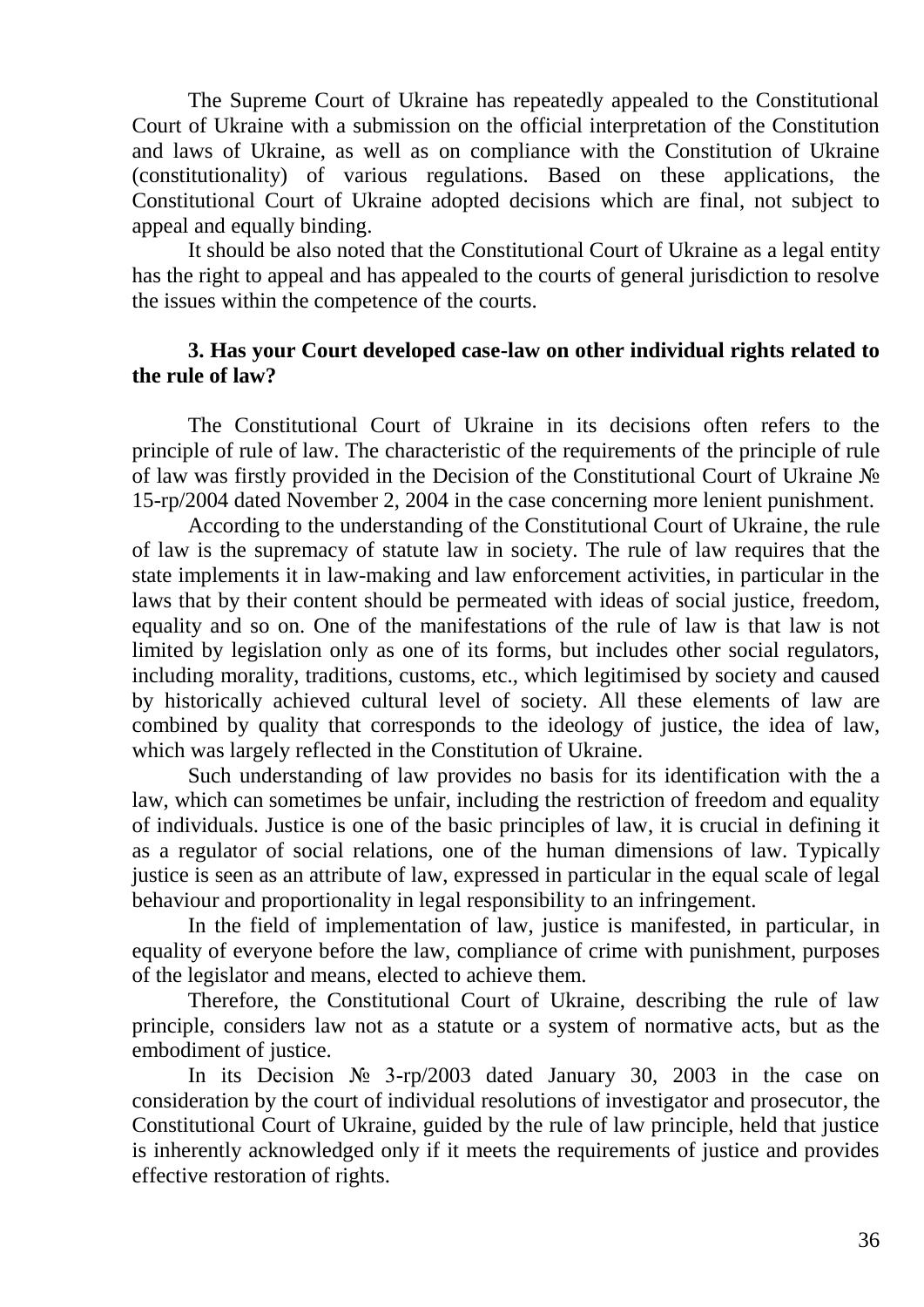The Supreme Court of Ukraine has repeatedly appealed to the Constitutional Court of Ukraine with a submission on the official interpretation of the Constitution and laws of Ukraine, as well as on compliance with the Constitution of Ukraine (constitutionality) of various regulations. Based on these applications, the Constitutional Court of Ukraine adopted decisions which are final, not subject to appeal and equally binding.

It should be also noted that the Constitutional Court of Ukraine as a legal entity has the right to appeal and has appealed to the courts of general jurisdiction to resolve the issues within the competence of the courts.

**3. Has your Court developed case-law on other individual rights related to the rule of law?**

The Constitutional Court of Ukraine in its decisions often refers to the principle of rule of law. The characteristic of the requirements of the principle of rule of law was firstly provided in the Decision of the Constitutional Court of Ukraine № 15-rp/2004 dated November 2, 2004 in the case concerning more lenient punishment.

According to the understanding of the Constitutional Court of Ukraine, the rule of law is the supremacy of statute law in society. The rule of law requires that the state implements it in law-making and law enforcement activities, in particular in the laws that by their content should be permeated with ideas of social justice, freedom, equality and so on. One of the manifestations of the rule of law is that law is not limited by legislation only as one of its forms, but includes other social regulators, including morality, traditions, customs, etc., which legitimised by society and caused by historically achieved cultural level of society. All these elements of law are combined by quality that corresponds to the ideology of justice, the idea of law, which was largely reflected in the Constitution of Ukraine.

Such understanding of law provides no basis for its identification with the a law, which can sometimes be unfair, including the restriction of freedom and equality of individuals. Justice is one of the basic principles of law, it is crucial in defining it as a regulator of social relations, one of the human dimensions of law. Typically justice is seen as an attribute of law, expressed in particular in the equal scale of legal behaviour and proportionality in legal responsibility to an infringement.

In the field of implementation of law, justice is manifested, in particular, in equality of everyone before the law, compliance of crime with punishment, purposes of the legislator and means, elected to achieve them.

Therefore, the Constitutional Court of Ukraine, describing the rule of law principle, considers law not as a statute or a system of normative acts, but as the embodiment of justice.

In its Decision № 3-rp/2003 dated January 30, 2003 in the case on consideration by the court of individual resolutions of investigator and prosecutor, the Constitutional Court of Ukraine, guided by the rule of law principle, held that justice is inherently acknowledged only if it meets the requirements of justice and provides effective restoration of rights.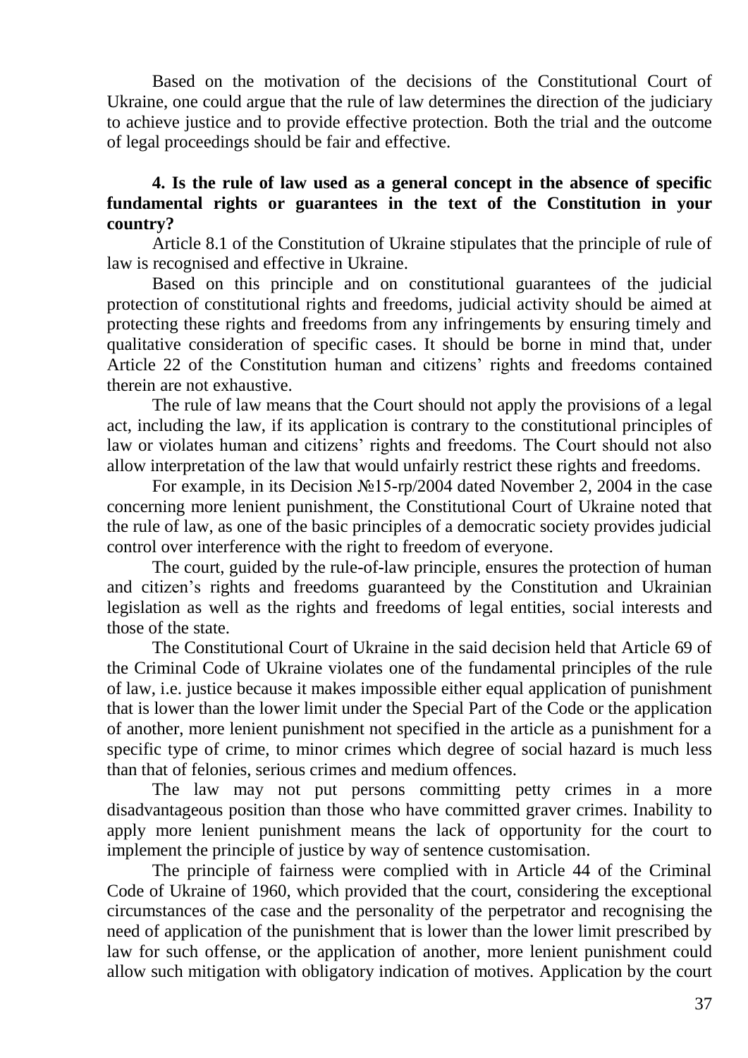Based on the motivation of the decisions of the Constitutional Court of Ukraine, one could argue that the rule of law determines the direction of the judiciary to achieve justice and to provide effective protection. Both the trial and the outcome of legal proceedings should be fair and effective.

**4. Is the rule of law used as a general concept in the absence of specific fundamental rights or guarantees in the text of the Constitution in your country?**

Article 8.1 of the Constitution of Ukraine stipulates that the principle of rule of law is recognised and effective in Ukraine.

Based on this principle and on constitutional guarantees of the judicial protection of constitutional rights and freedoms, judicial activity should be aimed at protecting these rights and freedoms from any infringements by ensuring timely and qualitative consideration of specific cases. It should be borne in mind that, under Article 22 of the Constitution human and citizens' rights and freedoms contained therein are not exhaustive.

The rule of law means that the Court should not apply the provisions of a legal act, including the law, if its application is contrary to the constitutional principles of law or violates human and citizens' rights and freedoms. The Court should not also allow interpretation of the law that would unfairly restrict these rights and freedoms.

For example, in its Decision №15-rp/2004 dated November 2, 2004 in the case concerning more lenient punishment, the Constitutional Court of Ukraine noted that the rule of law, as one of the basic principles of a democratic society provides judicial control over interference with the right to freedom of everyone.

The court, guided by the rule-of-law principle, ensures the protection of human and citizen's rights and freedoms guaranteed by the Constitution and Ukrainian legislation as well as the rights and freedoms of legal entities, social interests and those of the state.

The Constitutional Court of Ukraine in the said decision held that Article 69 of the Criminal Code of Ukraine violates one of the fundamental principles of the rule of law, i.e. justice because it makes impossible either equal application of punishment that is lower than the lower limit under the Special Part of the Code or the application of another, more lenient punishment not specified in the article as a punishment for a specific type of crime, to minor crimes which degree of social hazard is much less than that of felonies, serious crimes and medium offences.

The law may not put persons committing petty crimes in a more disadvantageous position than those who have committed graver crimes. Inability to apply more lenient punishment means the lack of opportunity for the court to implement the principle of justice by way of sentence customisation.

The principle of fairness were complied with in Article 44 of the Criminal Code of Ukraine of 1960, which provided that the court, considering the exceptional circumstances of the case and the personality of the perpetrator and recognising the need of application of the punishment that is lower than the lower limit prescribed by law for such offense, or the application of another, more lenient punishment could allow such mitigation with obligatory indication of motives. Application by the court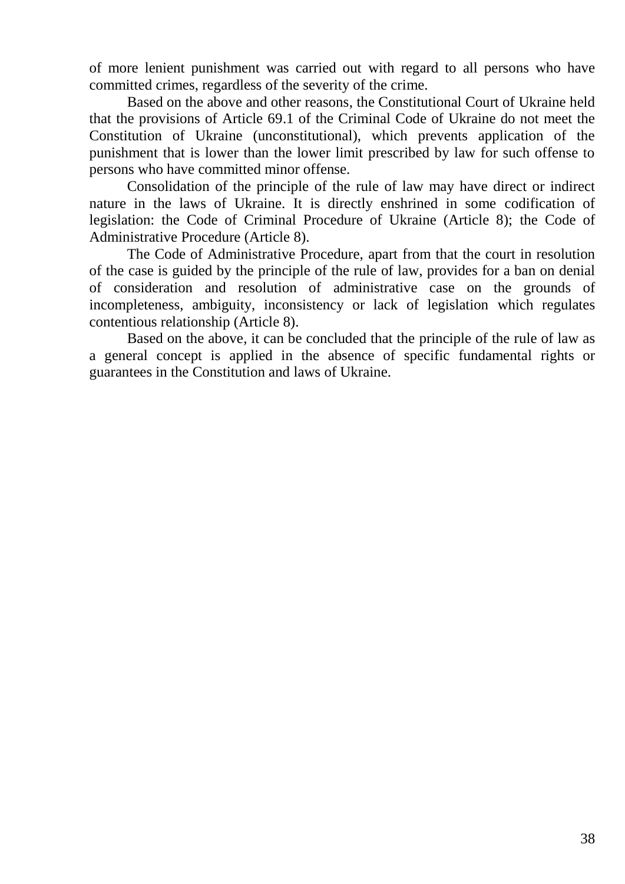of more lenient punishment was carried out with regard to all persons who have committed crimes, regardless of the severity of the crime.

Based on the above and other reasons, the Constitutional Court of Ukraine held that the provisions of Article 69.1 of the Criminal Code of Ukraine do not meet the Constitution of Ukraine (unconstitutional), which prevents application of the punishment that is lower than the lower limit prescribed by law for such offense to persons who have committed minor offense.

Consolidation of the principle of the rule of law may have direct or indirect nature in the laws of Ukraine. It is directly enshrined in some codification of legislation: the Code of Criminal Procedure of Ukraine (Article 8); the Code of Administrative Procedure (Article 8).

The Code of Administrative Procedure, apart from that the court in resolution of the case is guided by the principle of the rule of law, provides for a ban on denial of consideration and resolution of administrative case on the grounds of incompleteness, ambiguity, inconsistency or lack of legislation which regulates contentious relationship (Article 8).

Based on the above, it can be concluded that the principle of the rule of law as a general concept is applied in the absence of specific fundamental rights or guarantees in the Constitution and laws of Ukraine.